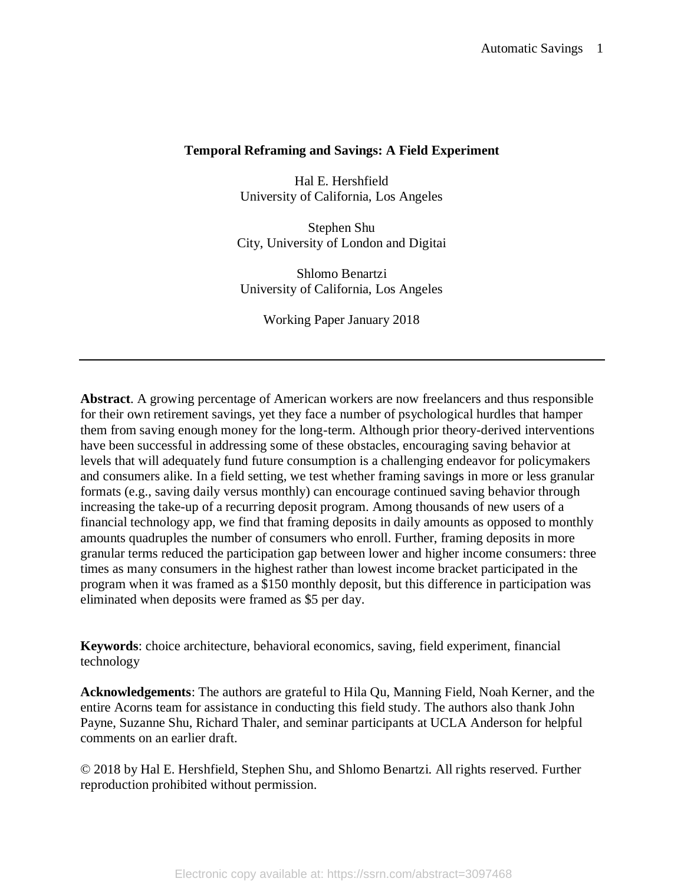# Temporal Reframing and Savings: A Field Experiment

Hal E. Hershfield
University of California, Los Angeles

Stephen Shu
City, University of London and Digitai

Shlomo Benartzi
University of California, Los Angeles

Working Paper January 2018

---

**Abstract**. A growing percentage of American workers are now freelancers and thus responsible for their own retirement savings, yet they face a number of psychological hurdles that hamper them from saving enough money for the long-term. Although prior theory-derived interventions have been successful in addressing some of these obstacles, encouraging saving behavior at levels that will adequately fund future consumption is a challenging endeavor for policymakers and consumers alike. In a field setting, we test whether framing savings in more or less granular formats (e.g., saving daily versus monthly) can encourage continued saving behavior through increasing the take-up of a recurring deposit program. Among thousands of new users of a financial technology app, we find that framing deposits in daily amounts as opposed to monthly amounts quadruples the number of consumers who enroll. Further, framing deposits in more granular terms reduced the participation gap between lower and higher income consumers: three times as many consumers in the highest rather than lowest income bracket participated in the program when it was framed as a $150 monthly deposit, but this difference in participation was eliminated when deposits were framed as $5 per day.

**Keywords**: choice architecture, behavioral economics, saving, field experiment, financial technology

**Acknowledgements**: The authors are grateful to Hila Qu, Manning Field, Noah Kerner, and the entire Acorns team for assistance in conducting this field study. The authors also thank John Payne, Suzanne Shu, Richard Thaler, and seminar participants at UCLA Anderson for helpful comments on an earlier draft.

© 2018 by Hal E. Hershfield, Stephen Shu, and Shlomo Benartzi. All rights reserved. Further reproduction prohibited without permission.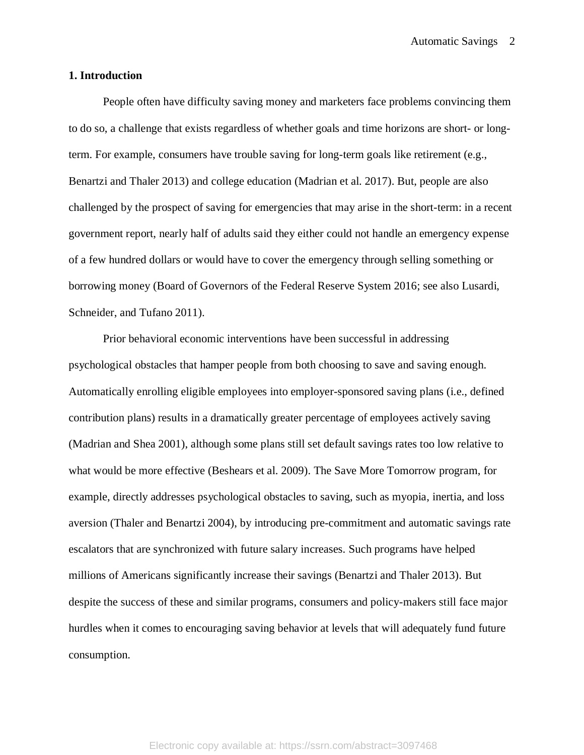## 1. Introduction

People often have difficulty saving money and marketers face problems convincing them to do so, a challenge that exists regardless of whether goals and time horizons are short- or long-term. For example, consumers have trouble saving for long-term goals like retirement (e.g., Benartzi and Thaler 2013) and college education (Madrian et al. 2017). But, people are also challenged by the prospect of saving for emergencies that may arise in the short-term: in a recent government report, nearly half of adults said they either could not handle an emergency expense of a few hundred dollars or would have to cover the emergency through selling something or borrowing money (Board of Governors of the Federal Reserve System 2016; see also Lusardi, Schneider, and Tufano 2011).

Prior behavioral economic interventions have been successful in addressing psychological obstacles that hamper people from both choosing to save and saving enough. Automatically enrolling eligible employees into employer-sponsored saving plans (i.e., defined contribution plans) results in a dramatically greater percentage of employees actively saving (Madrian and Shea 2001), although some plans still set default savings rates too low relative to what would be more effective (Beshears et al. 2009). The Save More Tomorrow program, for example, directly addresses psychological obstacles to saving, such as myopia, inertia, and loss aversion (Thaler and Benartzi 2004), by introducing pre-commitment and automatic savings rate escalators that are synchronized with future salary increases. Such programs have helped millions of Americans significantly increase their savings (Benartzi and Thaler 2013). But despite the success of these and similar programs, consumers and policy-makers still face major hurdles when it comes to encouraging saving behavior at levels that will adequately fund future consumption.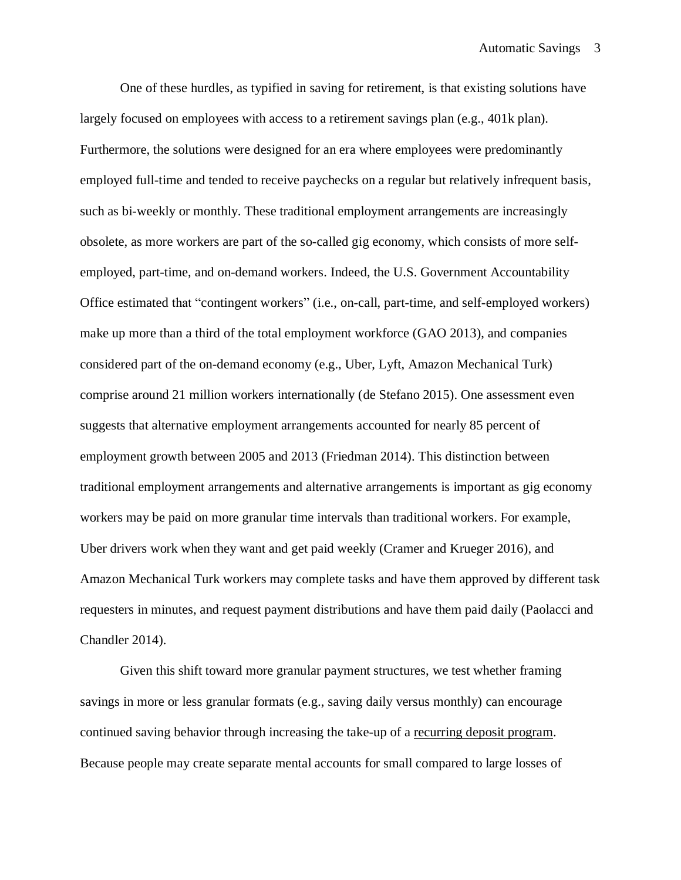One of these hurdles, as typified in saving for retirement, is that existing solutions have largely focused on employees with access to a retirement savings plan (e.g., 401k plan). Furthermore, the solutions were designed for an era where employees were predominantly employed full-time and tended to receive paychecks on a regular but relatively infrequent basis, such as bi-weekly or monthly. These traditional employment arrangements are increasingly obsolete, as more workers are part of the so-called gig economy, which consists of more self-employed, part-time, and on-demand workers. Indeed, the U.S. Government Accountability Office estimated that "contingent workers" (i.e., on-call, part-time, and self-employed workers) make up more than a third of the total employment workforce (GAO 2013), and companies considered part of the on-demand economy (e.g., Uber, Lyft, Amazon Mechanical Turk) comprise around 21 million workers internationally (de Stefano 2015). One assessment even suggests that alternative employment arrangements accounted for nearly 85 percent of employment growth between 2005 and 2013 (Friedman 2014). This distinction between traditional employment arrangements and alternative arrangements is important as gig economy workers may be paid on more granular time intervals than traditional workers. For example, Uber drivers work when they want and get paid weekly (Cramer and Krueger 2016), and Amazon Mechanical Turk workers may complete tasks and have them approved by different task requesters in minutes, and request payment distributions and have them paid daily (Paolacci and Chandler 2014).

Given this shift toward more granular payment structures, we test whether framing savings in more or less granular formats (e.g., saving daily versus monthly) can encourage continued saving behavior through increasing the take-up of a recurring deposit program. Because people may create separate mental accounts for small compared to large losses of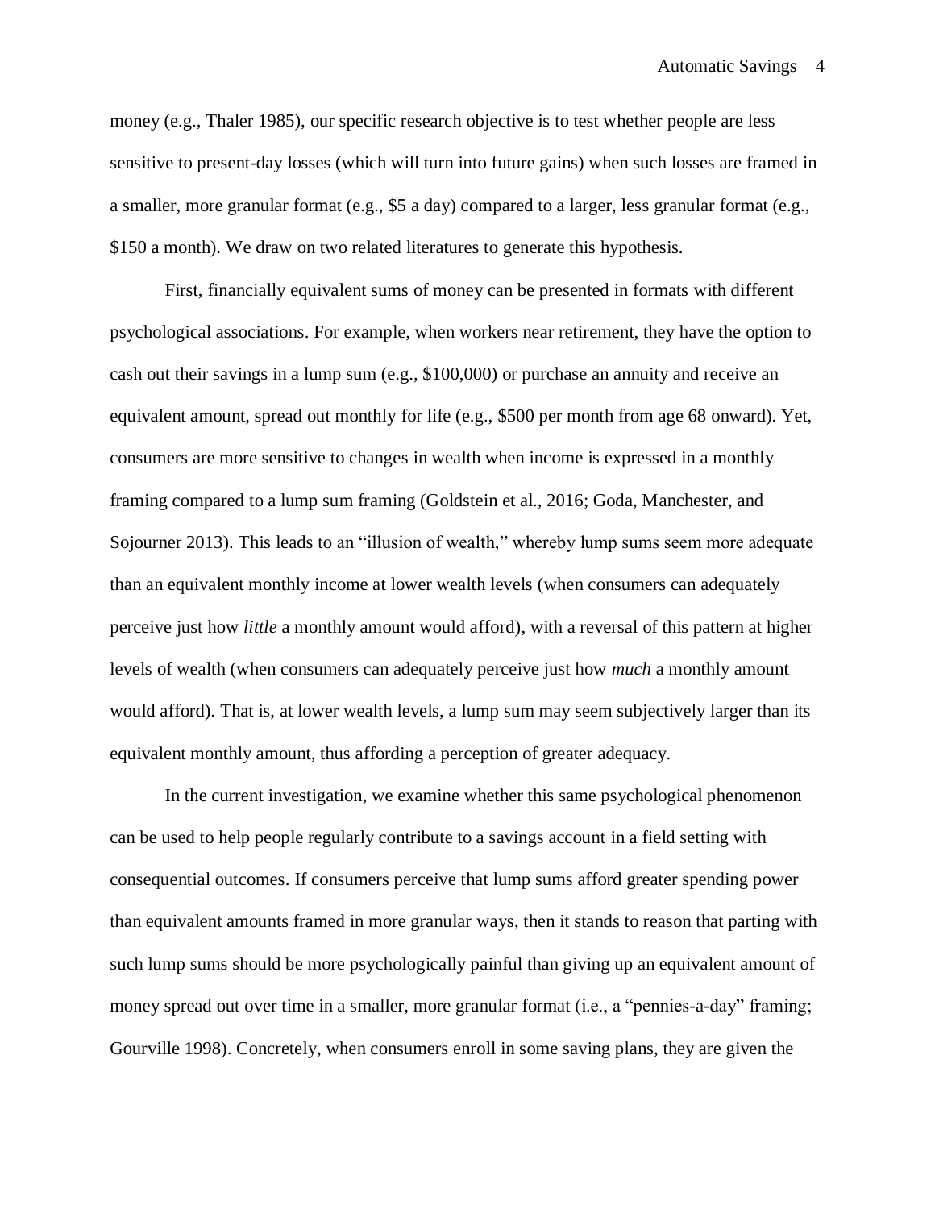money (e.g., Thaler 1985), our specific research objective is to test whether people are less sensitive to present-day losses (which will turn into future gains) when such losses are framed in a smaller, more granular format (e.g., $5 a day) compared to a larger, less granular format (e.g., $150 a month). We draw on two related literatures to generate this hypothesis.

First, financially equivalent sums of money can be presented in formats with different psychological associations. For example, when workers near retirement, they have the option to cash out their savings in a lump sum (e.g., $100,000) or purchase an annuity and receive an equivalent amount, spread out monthly for life (e.g., $500 per month from age 68 onward). Yet, consumers are more sensitive to changes in wealth when income is expressed in a monthly framing compared to a lump sum framing (Goldstein et al., 2016; Goda, Manchester, and Sojourner 2013). This leads to an "illusion of wealth," whereby lump sums seem more adequate than an equivalent monthly income at lower wealth levels (when consumers can adequately perceive just how *little* a monthly amount would afford), with a reversal of this pattern at higher levels of wealth (when consumers can adequately perceive just how *much* a monthly amount would afford). That is, at lower wealth levels, a lump sum may seem subjectively larger than its equivalent monthly amount, thus affording a perception of greater adequacy.

In the current investigation, we examine whether this same psychological phenomenon can be used to help people regularly contribute to a savings account in a field setting with consequential outcomes. If consumers perceive that lump sums afford greater spending power than equivalent amounts framed in more granular ways, then it stands to reason that parting with such lump sums should be more psychologically painful than giving up an equivalent amount of money spread out over time in a smaller, more granular format (i.e., a "pennies-a-day" framing; Gourville 1998). Concretely, when consumers enroll in some saving plans, they are given the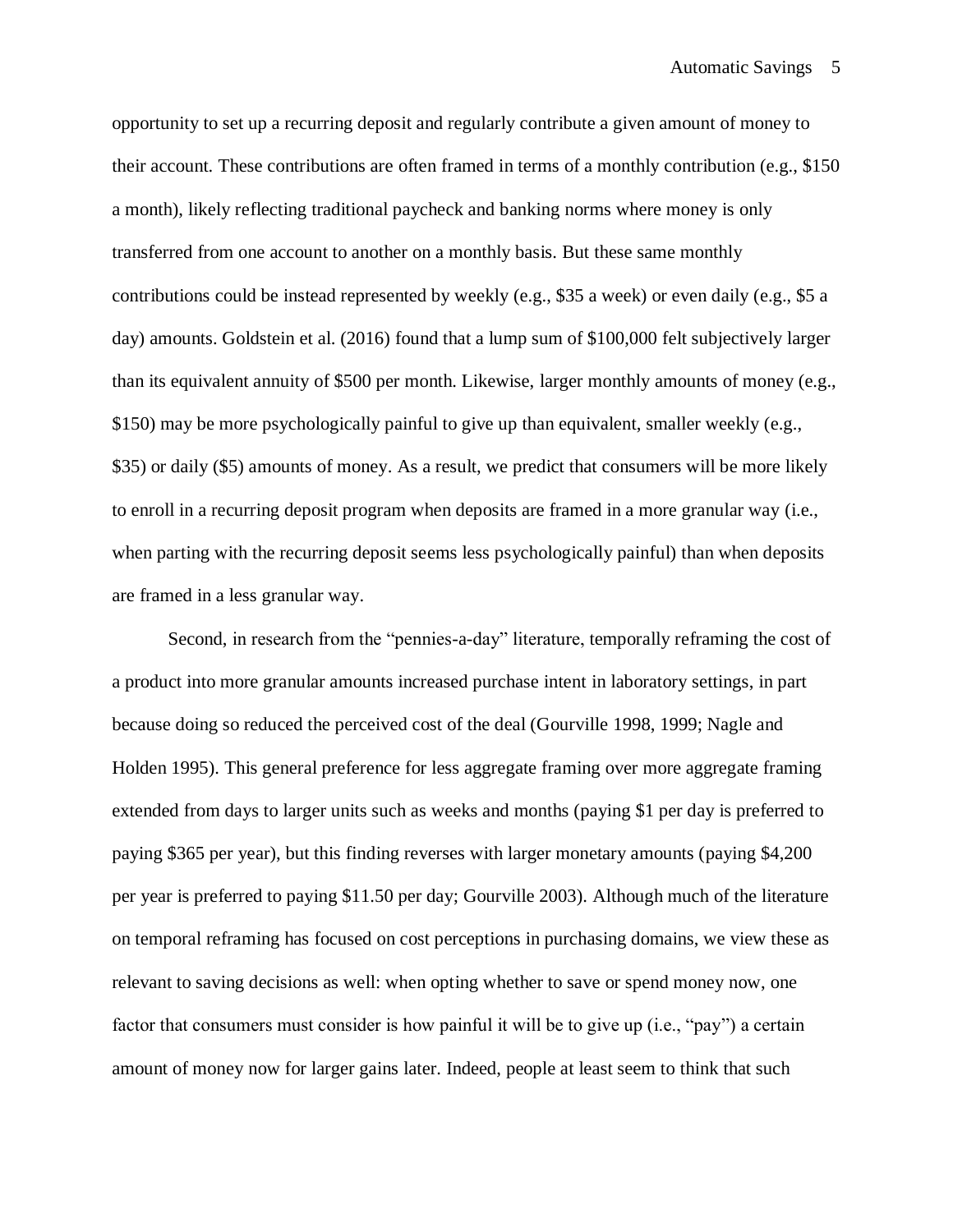opportunity to set up a recurring deposit and regularly contribute a given amount of money to their account. These contributions are often framed in terms of a monthly contribution (e.g., $150 a month), likely reflecting traditional paycheck and banking norms where money is only transferred from one account to another on a monthly basis. But these same monthly contributions could be instead represented by weekly (e.g., $35 a week) or even daily (e.g., $5 a day) amounts. Goldstein et al. (2016) found that a lump sum of $100,000 felt subjectively larger than its equivalent annuity of $500 per month. Likewise, larger monthly amounts of money (e.g., $150) may be more psychologically painful to give up than equivalent, smaller weekly (e.g., $35) or daily ($5) amounts of money. As a result, we predict that consumers will be more likely to enroll in a recurring deposit program when deposits are framed in a more granular way (i.e., when parting with the recurring deposit seems less psychologically painful) than when deposits are framed in a less granular way.

Second, in research from the "pennies-a-day" literature, temporally reframing the cost of a product into more granular amounts increased purchase intent in laboratory settings, in part because doing so reduced the perceived cost of the deal (Gourville 1998, 1999; Nagle and Holden 1995). This general preference for less aggregate framing over more aggregate framing extended from days to larger units such as weeks and months (paying $1 per day is preferred to paying $365 per year), but this finding reverses with larger monetary amounts (paying $4,200 per year is preferred to paying $11.50 per day; Gourville 2003). Although much of the literature on temporal reframing has focused on cost perceptions in purchasing domains, we view these as relevant to saving decisions as well: when opting whether to save or spend money now, one factor that consumers must consider is how painful it will be to give up (i.e., "pay") a certain amount of money now for larger gains later. Indeed, people at least seem to think that such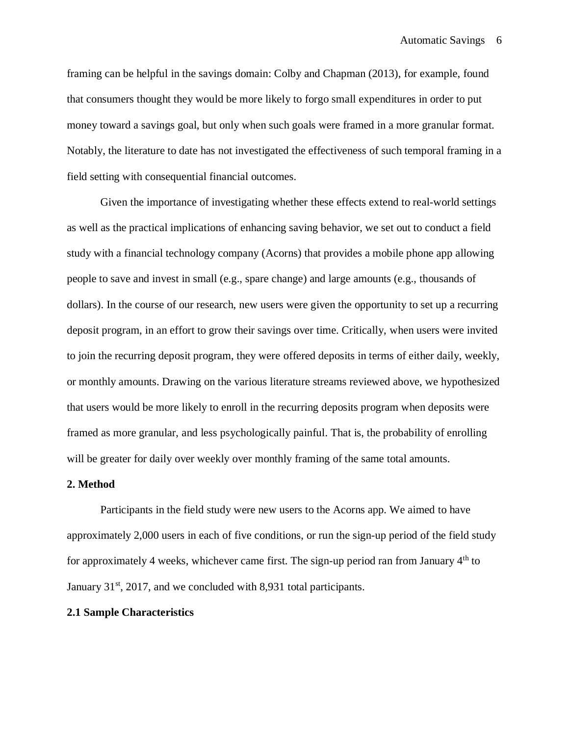framing can be helpful in the savings domain: Colby and Chapman (2013), for example, found that consumers thought they would be more likely to forgo small expenditures in order to put money toward a savings goal, but only when such goals were framed in a more granular format. Notably, the literature to date has not investigated the effectiveness of such temporal framing in a field setting with consequential financial outcomes.

Given the importance of investigating whether these effects extend to real-world settings as well as the practical implications of enhancing saving behavior, we set out to conduct a field study with a financial technology company (Acorns) that provides a mobile phone app allowing people to save and invest in small (e.g., spare change) and large amounts (e.g., thousands of dollars). In the course of our research, new users were given the opportunity to set up a recurring deposit program, in an effort to grow their savings over time. Critically, when users were invited to join the recurring deposit program, they were offered deposits in terms of either daily, weekly, or monthly amounts. Drawing on the various literature streams reviewed above, we hypothesized that users would be more likely to enroll in the recurring deposits program when deposits were framed as more granular, and less psychologically painful. That is, the probability of enrolling will be greater for daily over weekly over monthly framing of the same total amounts.

## 2. Method

Participants in the field study were new users to the Acorns app. We aimed to have approximately 2,000 users in each of five conditions, or run the sign-up period of the field study for approximately 4 weeks, whichever came first. The sign-up period ran from January 4th to January 31st, 2017, and we concluded with 8,931 total participants.

### 2.1 Sample Characteristics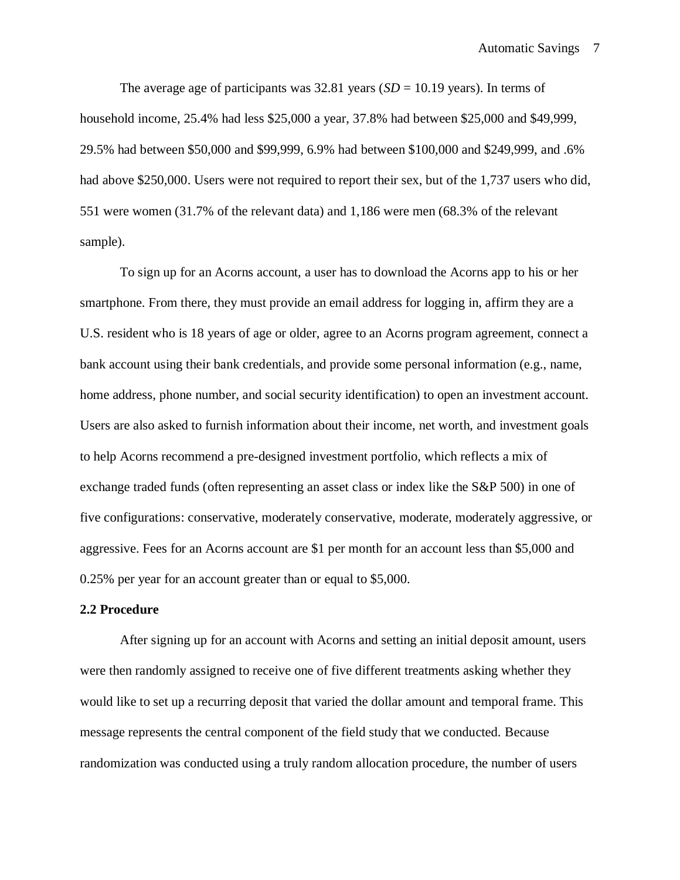The average age of participants was 32.81 years (*SD* = 10.19 years). In terms of household income, 25.4% had less $25,000 a year, 37.8% had between $25,000 and $49,999, 29.5% had between $50,000 and $99,999, 6.9% had between $100,000 and $249,999, and .6% had above $250,000. Users were not required to report their sex, but of the 1,737 users who did, 551 were women (31.7% of the relevant data) and 1,186 were men (68.3% of the relevant sample).

To sign up for an Acorns account, a user has to download the Acorns app to his or her smartphone. From there, they must provide an email address for logging in, affirm they are a U.S. resident who is 18 years of age or older, agree to an Acorns program agreement, connect a bank account using their bank credentials, and provide some personal information (e.g., name, home address, phone number, and social security identification) to open an investment account. Users are also asked to furnish information about their income, net worth, and investment goals to help Acorns recommend a pre-designed investment portfolio, which reflects a mix of exchange traded funds (often representing an asset class or index like the S&P 500) in one of five configurations: conservative, moderately conservative, moderate, moderately aggressive, or aggressive. Fees for an Acorns account are $1 per month for an account less than $5,000 and 0.25% per year for an account greater than or equal to $5,000.

**2.2 Procedure**

After signing up for an account with Acorns and setting an initial deposit amount, users were then randomly assigned to receive one of five different treatments asking whether they would like to set up a recurring deposit that varied the dollar amount and temporal frame. This message represents the central component of the field study that we conducted. Because randomization was conducted using a truly random allocation procedure, the number of users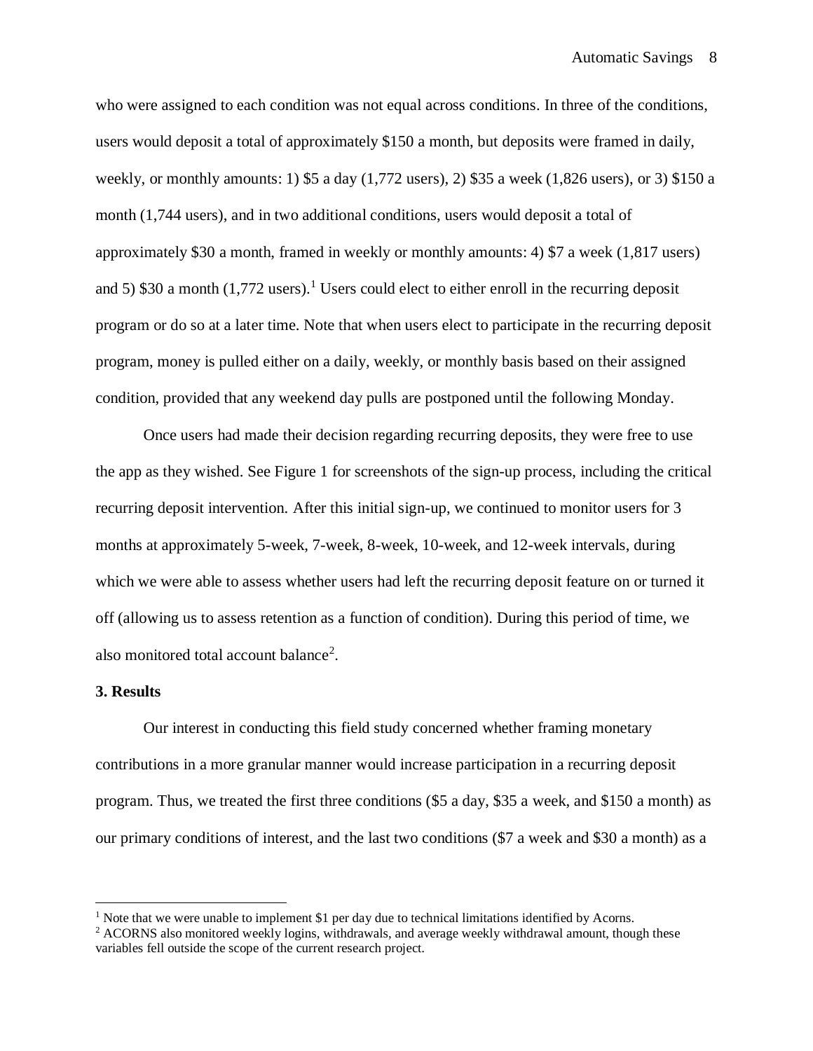who were assigned to each condition was not equal across conditions. In three of the conditions, users would deposit a total of approximately $150 a month, but deposits were framed in daily, weekly, or monthly amounts: 1) $5 a day (1,772 users), 2) $35 a week (1,826 users), or 3) $150 a month (1,744 users), and in two additional conditions, users would deposit a total of approximately $30 a month, framed in weekly or monthly amounts: 4) $7 a week (1,817 users) and 5) $30 a month (1,772 users).[1] Users could elect to either enroll in the recurring deposit program or do so at a later time. Note that when users elect to participate in the recurring deposit program, money is pulled either on a daily, weekly, or monthly basis based on their assigned condition, provided that any weekend day pulls are postponed until the following Monday.

Once users had made their decision regarding recurring deposits, they were free to use the app as they wished. See Figure 1 for screenshots of the sign-up process, including the critical recurring deposit intervention. After this initial sign-up, we continued to monitor users for 3 months at approximately 5-week, 7-week, 8-week, 10-week, and 12-week intervals, during which we were able to assess whether users had left the recurring deposit feature on or turned it off (allowing us to assess retention as a function of condition). During this period of time, we also monitored total account balance[2].

**3. Results**

Our interest in conducting this field study concerned whether framing monetary contributions in a more granular manner would increase participation in a recurring deposit program. Thus, we treated the first three conditions ($5 a day, $35 a week, and $150 a month) as our primary conditions of interest, and the last two conditions ($7 a week and $30 a month) as a

---

[1] Note that we were unable to implement $1 per day due to technical limitations identified by Acorns.

[2] ACORNS also monitored weekly logins, withdrawals, and average weekly withdrawal amount, though these variables fell outside the scope of the current research project.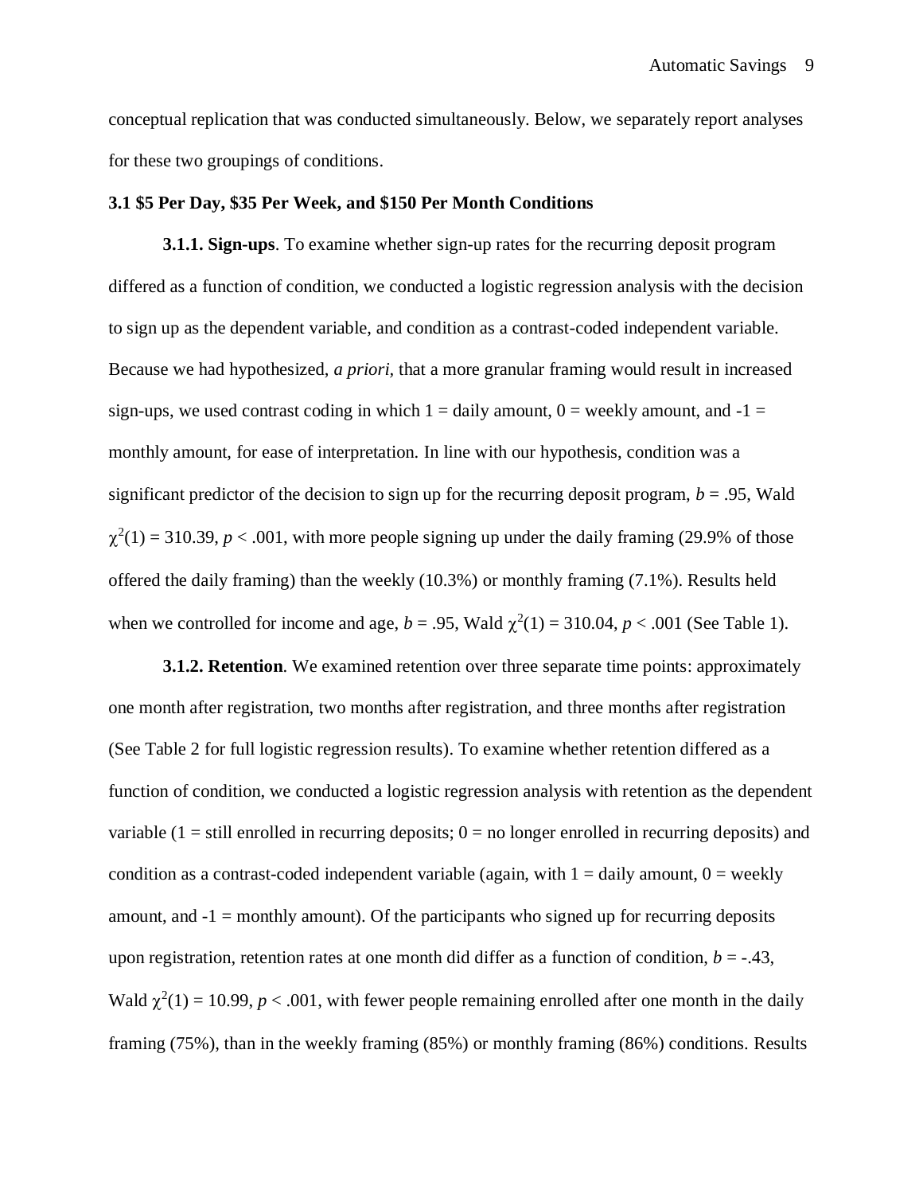conceptual replication that was conducted simultaneously. Below, we separately report analyses for these two groupings of conditions.

### 3.1 $5 Per Day, $35 Per Week, and $150 Per Month Conditions

**3.1.1. Sign-ups**. To examine whether sign-up rates for the recurring deposit program differed as a function of condition, we conducted a logistic regression analysis with the decision to sign up as the dependent variable, and condition as a contrast-coded independent variable. Because we had hypothesized, *a priori*, that a more granular framing would result in increased sign-ups, we used contrast coding in which 1 = daily amount, 0 = weekly amount, and -1 = monthly amount, for ease of interpretation. In line with our hypothesis, condition was a significant predictor of the decision to sign up for the recurring deposit program, $b = .95$, Wald $\chi^2(1) = 310.39$, $p < .001$, with more people signing up under the daily framing (29.9% of those offered the daily framing) than the weekly (10.3%) or monthly framing (7.1%). Results held when we controlled for income and age, $b = .95$, Wald $\chi^2(1) = 310.04$, $p < .001$ (See Table 1).

**3.1.2. Retention**. We examined retention over three separate time points: approximately one month after registration, two months after registration, and three months after registration (See Table 2 for full logistic regression results). To examine whether retention differed as a function of condition, we conducted a logistic regression analysis with retention as the dependent variable (1 = still enrolled in recurring deposits; 0 = no longer enrolled in recurring deposits) and condition as a contrast-coded independent variable (again, with 1 = daily amount, 0 = weekly amount, and -1 = monthly amount). Of the participants who signed up for recurring deposits upon registration, retention rates at one month did differ as a function of condition, $b = -.43$, Wald $\chi^2(1) = 10.99$, $p < .001$, with fewer people remaining enrolled after one month in the daily framing (75%), than in the weekly framing (85%) or monthly framing (86%) conditions. Results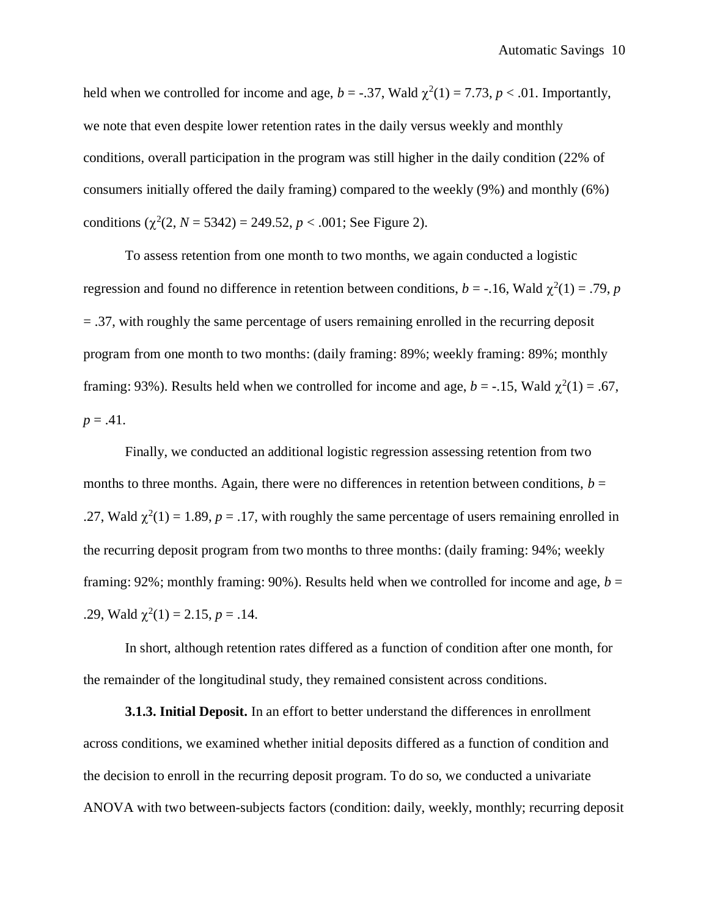held when we controlled for income and age, $b = -.37$, Wald $\chi^2(1) = 7.73$, $p < .01$. Importantly, we note that even despite lower retention rates in the daily versus weekly and monthly conditions, overall participation in the program was still higher in the daily condition (22% of consumers initially offered the daily framing) compared to the weekly (9%) and monthly (6%) conditions ($\chi^2(2, N = 5342) = 249.52$, $p < .001$; See Figure 2).

To assess retention from one month to two months, we again conducted a logistic regression and found no difference in retention between conditions, $b = -.16$, Wald $\chi^2(1) = .79$, $p = .37$, with roughly the same percentage of users remaining enrolled in the recurring deposit program from one month to two months: (daily framing: 89%; weekly framing: 89%; monthly framing: 93%). Results held when we controlled for income and age, $b = -.15$, Wald $\chi^2(1) = .67$, $p = .41$.

Finally, we conducted an additional logistic regression assessing retention from two months to three months. Again, there were no differences in retention between conditions, $b = .27$, Wald $\chi^2(1) = 1.89$, $p = .17$, with roughly the same percentage of users remaining enrolled in the recurring deposit program from two months to three months: (daily framing: 94%; weekly framing: 92%; monthly framing: 90%). Results held when we controlled for income and age, $b = .29$, Wald $\chi^2(1) = 2.15$, $p = .14$.

In short, although retention rates differed as a function of condition after one month, for the remainder of the longitudinal study, they remained consistent across conditions.

**3.1.3. Initial Deposit.** In an effort to better understand the differences in enrollment across conditions, we examined whether initial deposits differed as a function of condition and the decision to enroll in the recurring deposit program. To do so, we conducted a univariate ANOVA with two between-subjects factors (condition: daily, weekly, monthly; recurring deposit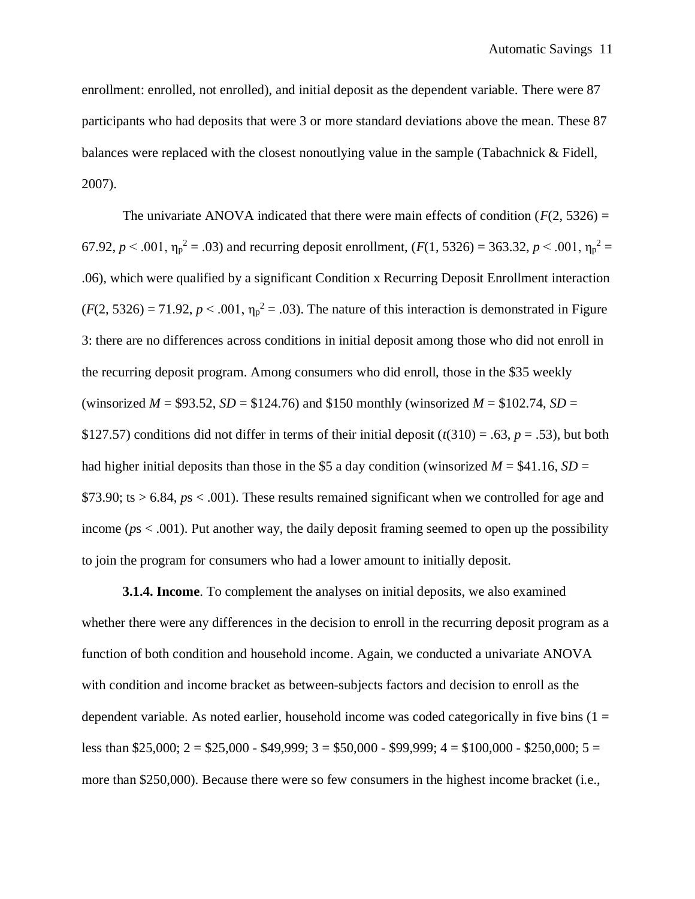enrollment: enrolled, not enrolled), and initial deposit as the dependent variable. There were 87 participants who had deposits that were 3 or more standard deviations above the mean. These 87 balances were replaced with the closest nonoutlying value in the sample (Tabachnick & Fidell, 2007).

The univariate ANOVA indicated that there were main effects of condition ($F(2, 5326) = 67.92$, $p < .001$, $\eta_p^2 = .03$) and recurring deposit enrollment, ($F(1, 5326) = 363.32$, $p < .001$, $\eta_p^2 = .06$), which were qualified by a significant Condition x Recurring Deposit Enrollment interaction ($F(2, 5326) = 71.92$, $p < .001$, $\eta_p^2 = .03$). The nature of this interaction is demonstrated in Figure 3: there are no differences across conditions in initial deposit among those who did not enroll in the recurring deposit program. Among consumers who did enroll, those in the \$35 weekly (winsorized $M$ = \$93.52, $SD$ = \$124.76) and \$150 monthly (winsorized $M$ = \$102.74, $SD$ = \$127.57) conditions did not differ in terms of their initial deposit ($t(310) = .63$, $p = .53$), but both had higher initial deposits than those in the \$5 a day condition (winsorized $M$ = \$41.16, $SD$ = \$73.90; ts > 6.84, $p$s < .001). These results remained significant when we controlled for age and income ($p$s < .001). Put another way, the daily deposit framing seemed to open up the possibility to join the program for consumers who had a lower amount to initially deposit.

**3.1.4. Income**. To complement the analyses on initial deposits, we also examined whether there were any differences in the decision to enroll in the recurring deposit program as a function of both condition and household income. Again, we conducted a univariate ANOVA with condition and income bracket as between-subjects factors and decision to enroll as the dependent variable. As noted earlier, household income was coded categorically in five bins (1 = less than \$25,000; 2 = \$25,000 - \$49,999; 3 = \$50,000 - \$99,999; 4 = \$100,000 - \$250,000; 5 = more than \$250,000). Because there were so few consumers in the highest income bracket (i.e.,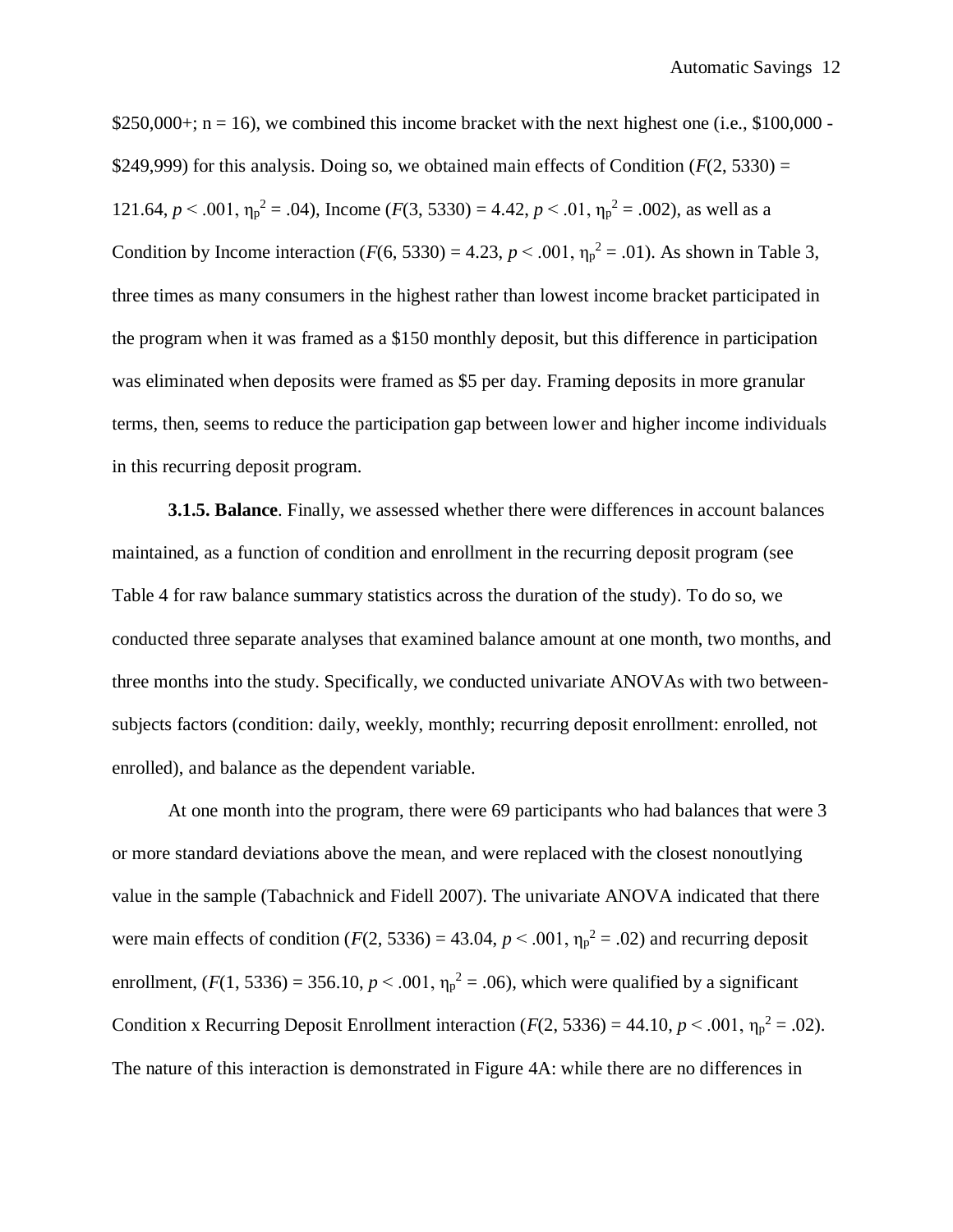\$250,000+; n = 16), we combined this income bracket with the next highest one (i.e., \$100,000 - \$249,999) for this analysis. Doing so, we obtained main effects of Condition ($F(2, 5330) = 121.64$, $p < .001$, $\eta_p^2 = .04$), Income ($F(3, 5330) = 4.42$, $p < .01$, $\eta_p^2 = .002$), as well as a Condition by Income interaction ($F(6, 5330) = 4.23$, $p < .001$, $\eta_p^2 = .01$). As shown in Table 3, three times as many consumers in the highest rather than lowest income bracket participated in the program when it was framed as a \$150 monthly deposit, but this difference in participation was eliminated when deposits were framed as \$5 per day. Framing deposits in more granular terms, then, seems to reduce the participation gap between lower and higher income individuals in this recurring deposit program.

**3.1.5. Balance**. Finally, we assessed whether there were differences in account balances maintained, as a function of condition and enrollment in the recurring deposit program (see Table 4 for raw balance summary statistics across the duration of the study). To do so, we conducted three separate analyses that examined balance amount at one month, two months, and three months into the study. Specifically, we conducted univariate ANOVAs with two between-subjects factors (condition: daily, weekly, monthly; recurring deposit enrollment: enrolled, not enrolled), and balance as the dependent variable.

At one month into the program, there were 69 participants who had balances that were 3 or more standard deviations above the mean, and were replaced with the closest nonoutlying value in the sample (Tabachnick and Fidell 2007). The univariate ANOVA indicated that there were main effects of condition ($F(2, 5336) = 43.04$, $p < .001$, $\eta_p^2 = .02$) and recurring deposit enrollment, ($F(1, 5336) = 356.10$, $p < .001$, $\eta_p^2 = .06$), which were qualified by a significant Condition x Recurring Deposit Enrollment interaction ($F(2, 5336) = 44.10$, $p < .001$, $\eta_p^2 = .02$). The nature of this interaction is demonstrated in Figure 4A: while there are no differences in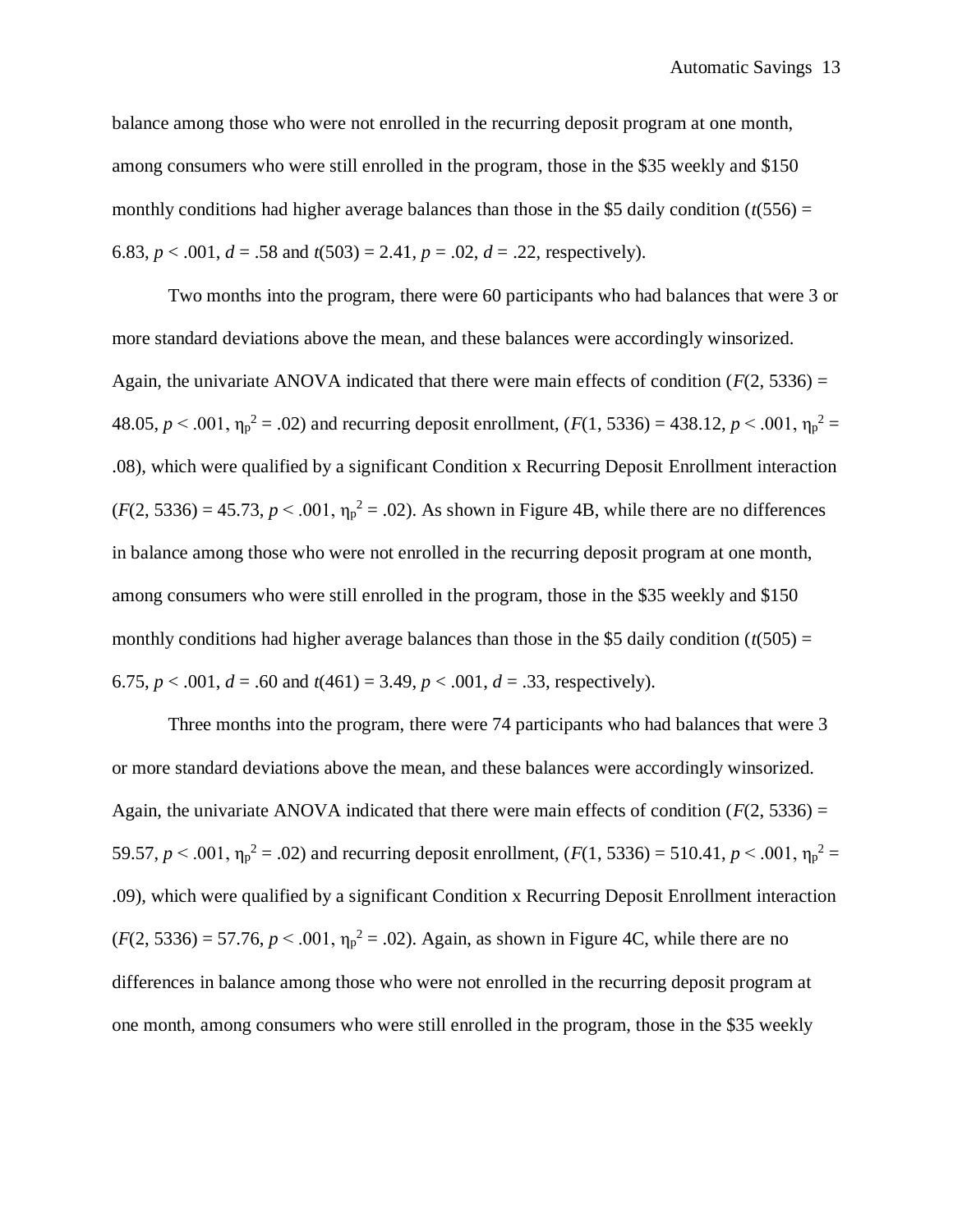balance among those who were not enrolled in the recurring deposit program at one month, among consumers who were still enrolled in the program, those in the \$35 weekly and \$150 monthly conditions had higher average balances than those in the \$5 daily condition ($t(556) = 6.83$, $p < .001$, $d = .58$ and $t(503) = 2.41$, $p = .02$, $d = .22$, respectively).

Two months into the program, there were 60 participants who had balances that were 3 or more standard deviations above the mean, and these balances were accordingly winsorized. Again, the univariate ANOVA indicated that there were main effects of condition ($F(2, 5336) = 48.05$, $p < .001$, $\eta_p^2 = .02$) and recurring deposit enrollment, ($F(1, 5336) = 438.12$, $p < .001$, $\eta_p^2 = .08$), which were qualified by a significant Condition x Recurring Deposit Enrollment interaction ($F(2, 5336) = 45.73$, $p < .001$, $\eta_p^2 = .02$). As shown in Figure 4B, while there are no differences in balance among those who were not enrolled in the recurring deposit program at one month, among consumers who were still enrolled in the program, those in the \$35 weekly and \$150 monthly conditions had higher average balances than those in the \$5 daily condition ($t(505) = 6.75$, $p < .001$, $d = .60$ and $t(461) = 3.49$, $p < .001$, $d = .33$, respectively).

Three months into the program, there were 74 participants who had balances that were 3 or more standard deviations above the mean, and these balances were accordingly winsorized. Again, the univariate ANOVA indicated that there were main effects of condition ($F(2, 5336) = 59.57$, $p < .001$, $\eta_p^2 = .02$) and recurring deposit enrollment, ($F(1, 5336) = 510.41$, $p < .001$, $\eta_p^2 = .09$), which were qualified by a significant Condition x Recurring Deposit Enrollment interaction ($F(2, 5336) = 57.76$, $p < .001$, $\eta_p^2 = .02$). Again, as shown in Figure 4C, while there are no differences in balance among those who were not enrolled in the recurring deposit program at one month, among consumers who were still enrolled in the program, those in the \$35 weekly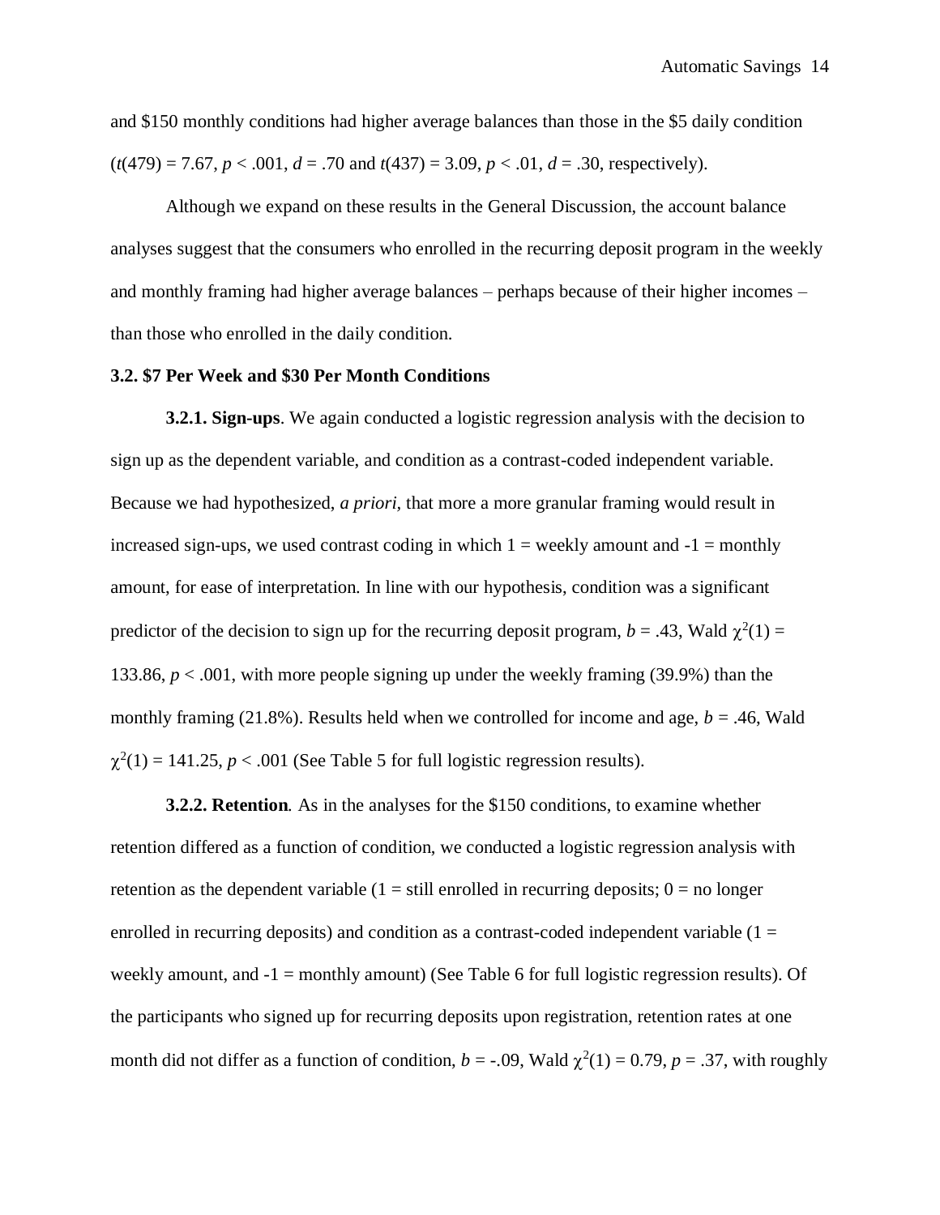and $150 monthly conditions had higher average balances than those in the $5 daily condition ($t(479) = 7.67$, $p < .001$, $d = .70$ and $t(437) = 3.09$, $p < .01$, $d = .30$, respectively).

Although we expand on these results in the General Discussion, the account balance analyses suggest that the consumers who enrolled in the recurring deposit program in the weekly and monthly framing had higher average balances – perhaps because of their higher incomes – than those who enrolled in the daily condition.

### 3.2. $7 Per Week and $30 Per Month Conditions

**3.2.1. Sign-ups**. We again conducted a logistic regression analysis with the decision to sign up as the dependent variable, and condition as a contrast-coded independent variable. Because we had hypothesized, *a priori*, that more a more granular framing would result in increased sign-ups, we used contrast coding in which 1 = weekly amount and -1 = monthly amount, for ease of interpretation. In line with our hypothesis, condition was a significant predictor of the decision to sign up for the recurring deposit program, $b = .43$, Wald $\chi^2(1) = 133.86$, $p < .001$, with more people signing up under the weekly framing (39.9%) than the monthly framing (21.8%). Results held when we controlled for income and age, $b = .46$, Wald $\chi^2(1) = 141.25$, $p < .001$ (See Table 5 for full logistic regression results).

***3.2.2. Retention***. As in the analyses for the $150 conditions, to examine whether retention differed as a function of condition, we conducted a logistic regression analysis with retention as the dependent variable (1 = still enrolled in recurring deposits; 0 = no longer enrolled in recurring deposits) and condition as a contrast-coded independent variable (1 = weekly amount, and -1 = monthly amount) (See Table 6 for full logistic regression results). Of the participants who signed up for recurring deposits upon registration, retention rates at one month did not differ as a function of condition, $b = -.09$, Wald $\chi^2(1) = 0.79$, $p = .37$, with roughly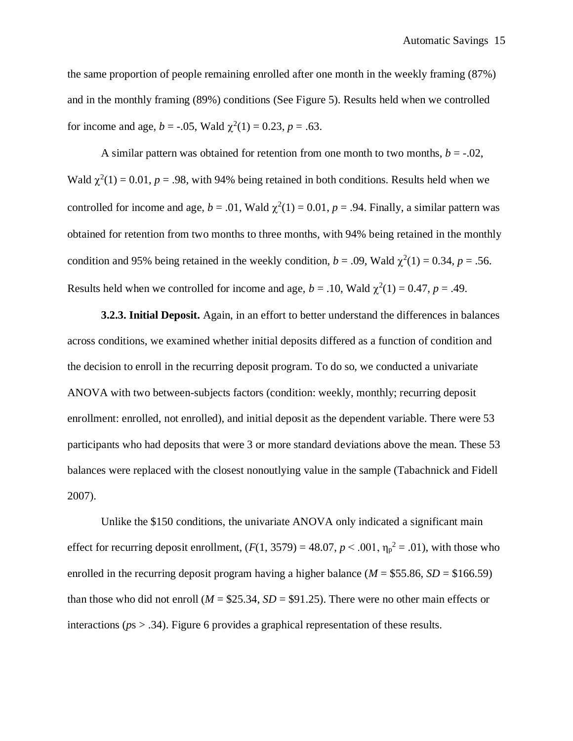the same proportion of people remaining enrolled after one month in the weekly framing (87%) and in the monthly framing (89%) conditions (See Figure 5). Results held when we controlled for income and age, $b = -.05$, Wald $\chi^2(1) = 0.23$, $p = .63$.

A similar pattern was obtained for retention from one month to two months, $b = -.02$, Wald $\chi^2(1) = 0.01$, $p = .98$, with 94% being retained in both conditions. Results held when we controlled for income and age, $b = .01$, Wald $\chi^2(1) = 0.01$, $p = .94$. Finally, a similar pattern was obtained for retention from two months to three months, with 94% being retained in the monthly condition and 95% being retained in the weekly condition, $b = .09$, Wald $\chi^2(1) = 0.34$, $p = .56$. Results held when we controlled for income and age, $b = .10$, Wald $\chi^2(1) = 0.47$, $p = .49$.

**3.2.3. Initial Deposit.** Again, in an effort to better understand the differences in balances across conditions, we examined whether initial deposits differed as a function of condition and the decision to enroll in the recurring deposit program. To do so, we conducted a univariate ANOVA with two between-subjects factors (condition: weekly, monthly; recurring deposit enrollment: enrolled, not enrolled), and initial deposit as the dependent variable. There were 53 participants who had deposits that were 3 or more standard deviations above the mean. These 53 balances were replaced with the closest nonoutlying value in the sample (Tabachnick and Fidell 2007).

Unlike the $150 conditions, the univariate ANOVA only indicated a significant main effect for recurring deposit enrollment, ($F(1, 3579) = 48.07$, $p < .001$, $\eta_p^2 = .01$), with those who enrolled in the recurring deposit program having a higher balance ($M$ = \$55.86, $SD$ = \$166.59) than those who did not enroll ($M$ = \$25.34, $SD$ = \$91.25). There were no other main effects or interactions (*p*s > .34). Figure 6 provides a graphical representation of these results.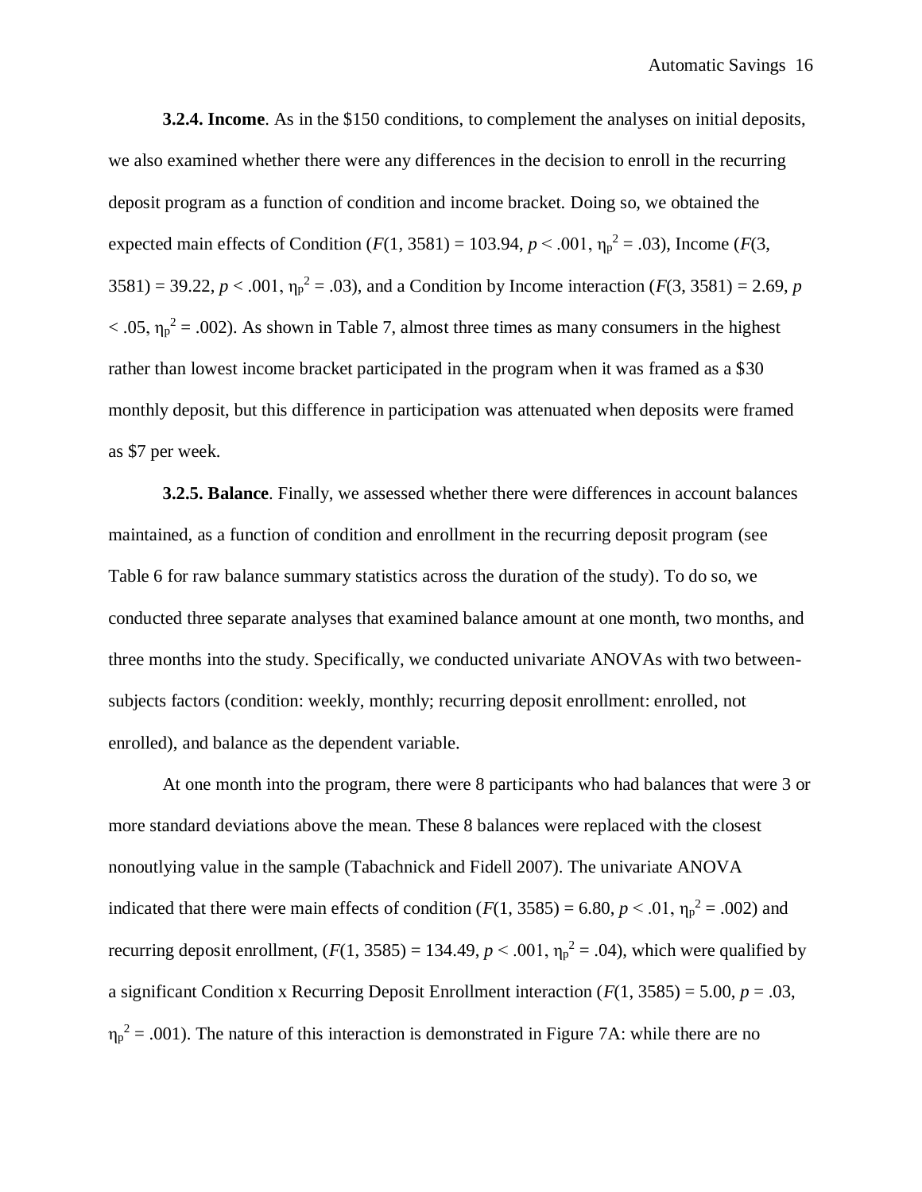**3.2.4. Income**. As in the \$150 conditions, to complement the analyses on initial deposits, we also examined whether there were any differences in the decision to enroll in the recurring deposit program as a function of condition and income bracket. Doing so, we obtained the expected main effects of Condition ($F(1, 3581) = 103.94$, $p < .001$, $\eta_p^2 = .03$), Income ($F(3, 3581) = 39.22$, $p < .001$, $\eta_p^2 = .03$), and a Condition by Income interaction ($F(3, 3581) = 2.69$, $p < .05$, $\eta_p^2 = .002$). As shown in Table 7, almost three times as many consumers in the highest rather than lowest income bracket participated in the program when it was framed as a \$30 monthly deposit, but this difference in participation was attenuated when deposits were framed as \$7 per week.

**3.2.5. Balance**. Finally, we assessed whether there were differences in account balances maintained, as a function of condition and enrollment in the recurring deposit program (see Table 6 for raw balance summary statistics across the duration of the study). To do so, we conducted three separate analyses that examined balance amount at one month, two months, and three months into the study. Specifically, we conducted univariate ANOVAs with two between-subjects factors (condition: weekly, monthly; recurring deposit enrollment: enrolled, not enrolled), and balance as the dependent variable.

At one month into the program, there were 8 participants who had balances that were 3 or more standard deviations above the mean. These 8 balances were replaced with the closest nonoutlying value in the sample (Tabachnick and Fidell 2007). The univariate ANOVA indicated that there were main effects of condition ($F(1, 3585) = 6.80$, $p < .01$, $\eta_p^2 = .002$) and recurring deposit enrollment, ($F(1, 3585) = 134.49$, $p < .001$, $\eta_p^2 = .04$), which were qualified by a significant Condition x Recurring Deposit Enrollment interaction ($F(1, 3585) = 5.00$, $p = .03$, $\eta_p^2 = .001$). The nature of this interaction is demonstrated in Figure 7A: while there are no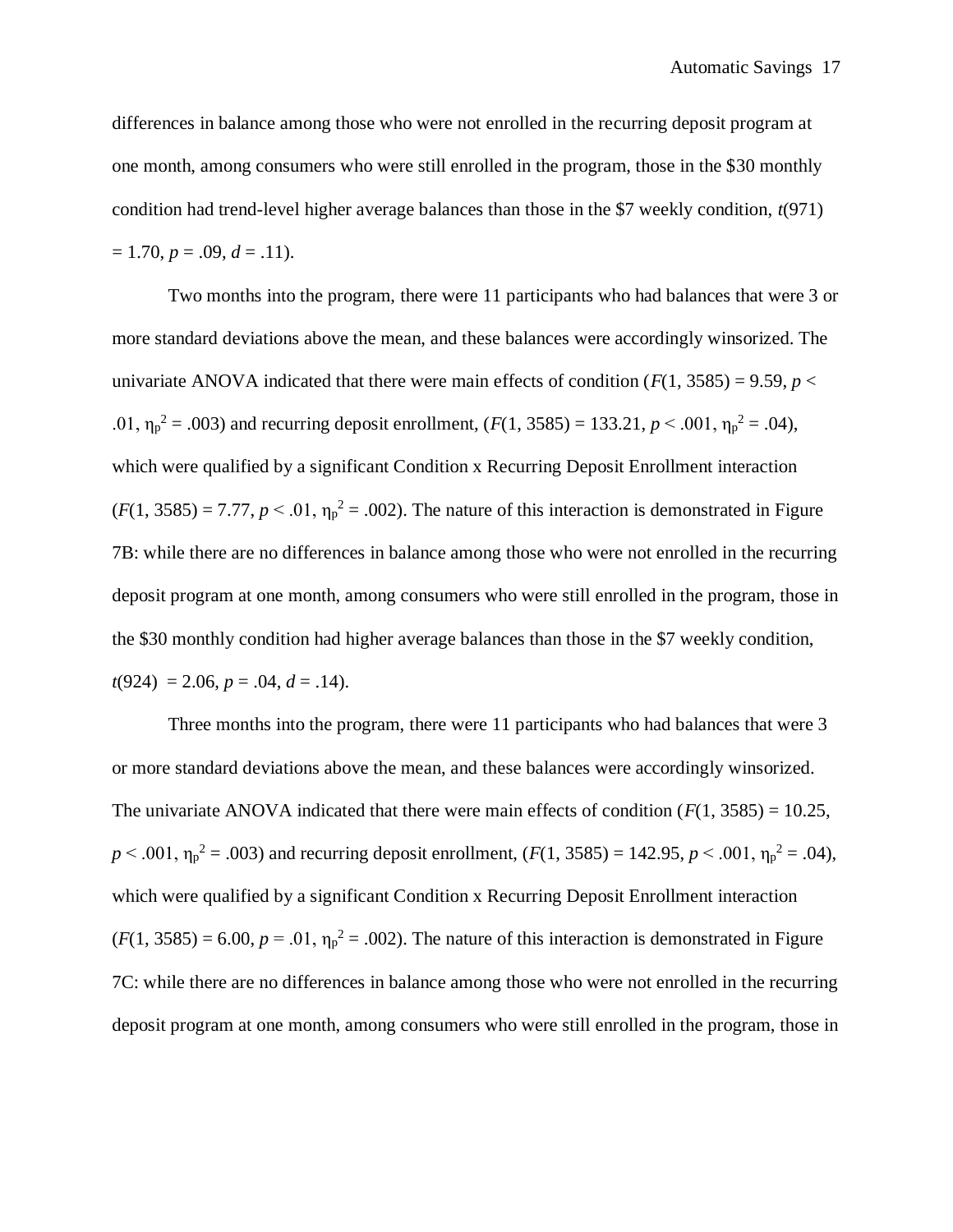differences in balance among those who were not enrolled in the recurring deposit program at one month, among consumers who were still enrolled in the program, those in the \$30 monthly condition had trend-level higher average balances than those in the \$7 weekly condition, $t(971) = 1.70$, $p = .09$, $d = .11$).

Two months into the program, there were 11 participants who had balances that were 3 or more standard deviations above the mean, and these balances were accordingly winsorized. The univariate ANOVA indicated that there were main effects of condition ($F(1, 3585) = 9.59$, $p < .01$, $\eta_p^2 = .003$) and recurring deposit enrollment, ($F(1, 3585) = 133.21$, $p < .001$, $\eta_p^2 = .04$), which were qualified by a significant Condition x Recurring Deposit Enrollment interaction ($F(1, 3585) = 7.77$, $p < .01$, $\eta_p^2 = .002$). The nature of this interaction is demonstrated in Figure 7B: while there are no differences in balance among those who were not enrolled in the recurring deposit program at one month, among consumers who were still enrolled in the program, those in the \$30 monthly condition had higher average balances than those in the \$7 weekly condition, $t(924) = 2.06$, $p = .04$, $d = .14$).

Three months into the program, there were 11 participants who had balances that were 3 or more standard deviations above the mean, and these balances were accordingly winsorized. The univariate ANOVA indicated that there were main effects of condition ($F(1, 3585) = 10.25$, $p < .001$, $\eta_p^2 = .003$) and recurring deposit enrollment, ($F(1, 3585) = 142.95$, $p < .001$, $\eta_p^2 = .04$), which were qualified by a significant Condition x Recurring Deposit Enrollment interaction ($F(1, 3585) = 6.00$, $p = .01$, $\eta_p^2 = .002$). The nature of this interaction is demonstrated in Figure 7C: while there are no differences in balance among those who were not enrolled in the recurring deposit program at one month, among consumers who were still enrolled in the program, those in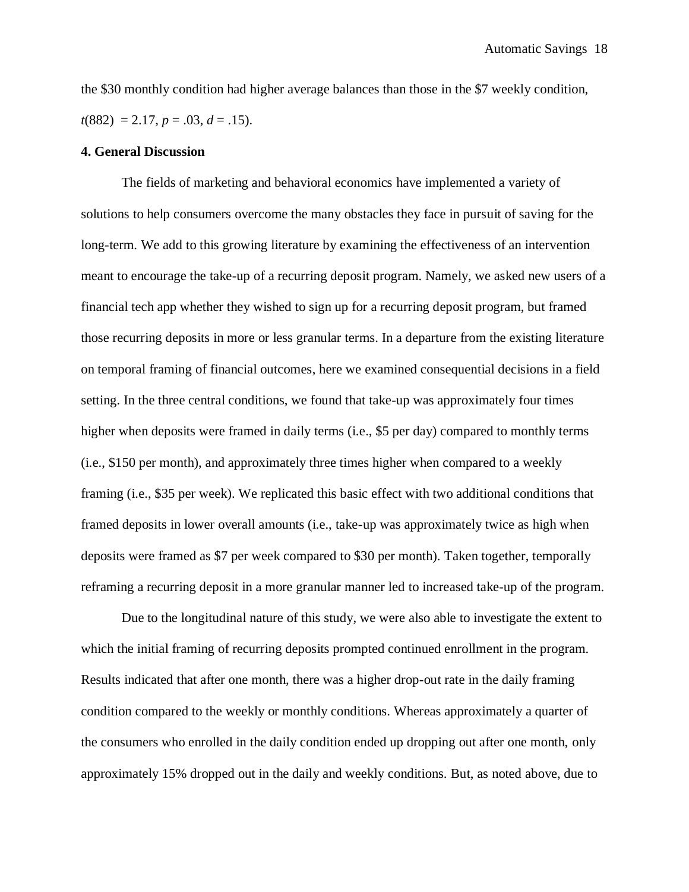the $30 monthly condition had higher average balances than those in the $7 weekly condition, $t(882) = 2.17$, $p = .03$, $d = .15$).

**4. General Discussion**

The fields of marketing and behavioral economics have implemented a variety of solutions to help consumers overcome the many obstacles they face in pursuit of saving for the long-term. We add to this growing literature by examining the effectiveness of an intervention meant to encourage the take-up of a recurring deposit program. Namely, we asked new users of a financial tech app whether they wished to sign up for a recurring deposit program, but framed those recurring deposits in more or less granular terms. In a departure from the existing literature on temporal framing of financial outcomes, here we examined consequential decisions in a field setting. In the three central conditions, we found that take-up was approximately four times higher when deposits were framed in daily terms (i.e., $5 per day) compared to monthly terms (i.e., $150 per month), and approximately three times higher when compared to a weekly framing (i.e., $35 per week). We replicated this basic effect with two additional conditions that framed deposits in lower overall amounts (i.e., take-up was approximately twice as high when deposits were framed as $7 per week compared to $30 per month). Taken together, temporally reframing a recurring deposit in a more granular manner led to increased take-up of the program.

Due to the longitudinal nature of this study, we were also able to investigate the extent to which the initial framing of recurring deposits prompted continued enrollment in the program. Results indicated that after one month, there was a higher drop-out rate in the daily framing condition compared to the weekly or monthly conditions. Whereas approximately a quarter of the consumers who enrolled in the daily condition ended up dropping out after one month, only approximately 15% dropped out in the daily and weekly conditions. But, as noted above, due to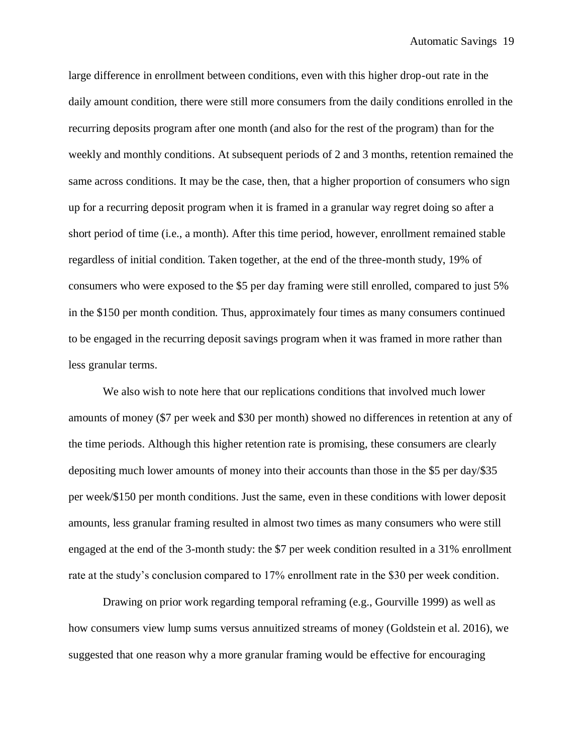large difference in enrollment between conditions, even with this higher drop-out rate in the daily amount condition, there were still more consumers from the daily conditions enrolled in the recurring deposits program after one month (and also for the rest of the program) than for the weekly and monthly conditions. At subsequent periods of 2 and 3 months, retention remained the same across conditions. It may be the case, then, that a higher proportion of consumers who sign up for a recurring deposit program when it is framed in a granular way regret doing so after a short period of time (i.e., a month). After this time period, however, enrollment remained stable regardless of initial condition. Taken together, at the end of the three-month study, 19% of consumers who were exposed to the $5 per day framing were still enrolled, compared to just 5% in the $150 per month condition. Thus, approximately four times as many consumers continued to be engaged in the recurring deposit savings program when it was framed in more rather than less granular terms.

We also wish to note here that our replications conditions that involved much lower amounts of money ($7 per week and $30 per month) showed no differences in retention at any of the time periods. Although this higher retention rate is promising, these consumers are clearly depositing much lower amounts of money into their accounts than those in the $5 per day/$35 per week/$150 per month conditions. Just the same, even in these conditions with lower deposit amounts, less granular framing resulted in almost two times as many consumers who were still engaged at the end of the 3-month study: the $7 per week condition resulted in a 31% enrollment rate at the study's conclusion compared to 17% enrollment rate in the $30 per week condition.

Drawing on prior work regarding temporal reframing (e.g., Gourville 1999) as well as how consumers view lump sums versus annuitized streams of money (Goldstein et al. 2016), we suggested that one reason why a more granular framing would be effective for encouraging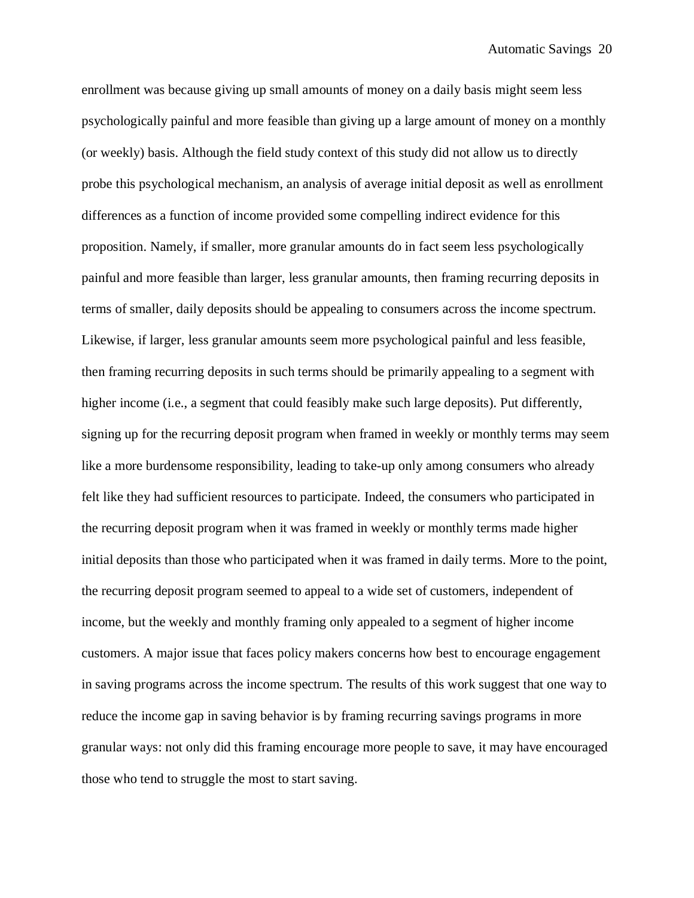enrollment was because giving up small amounts of money on a daily basis might seem less psychologically painful and more feasible than giving up a large amount of money on a monthly (or weekly) basis. Although the field study context of this study did not allow us to directly probe this psychological mechanism, an analysis of average initial deposit as well as enrollment differences as a function of income provided some compelling indirect evidence for this proposition. Namely, if smaller, more granular amounts do in fact seem less psychologically painful and more feasible than larger, less granular amounts, then framing recurring deposits in terms of smaller, daily deposits should be appealing to consumers across the income spectrum. Likewise, if larger, less granular amounts seem more psychological painful and less feasible, then framing recurring deposits in such terms should be primarily appealing to a segment with higher income (i.e., a segment that could feasibly make such large deposits). Put differently, signing up for the recurring deposit program when framed in weekly or monthly terms may seem like a more burdensome responsibility, leading to take-up only among consumers who already felt like they had sufficient resources to participate. Indeed, the consumers who participated in the recurring deposit program when it was framed in weekly or monthly terms made higher initial deposits than those who participated when it was framed in daily terms. More to the point, the recurring deposit program seemed to appeal to a wide set of customers, independent of income, but the weekly and monthly framing only appealed to a segment of higher income customers. A major issue that faces policy makers concerns how best to encourage engagement in saving programs across the income spectrum. The results of this work suggest that one way to reduce the income gap in saving behavior is by framing recurring savings programs in more granular ways: not only did this framing encourage more people to save, it may have encouraged those who tend to struggle the most to start saving.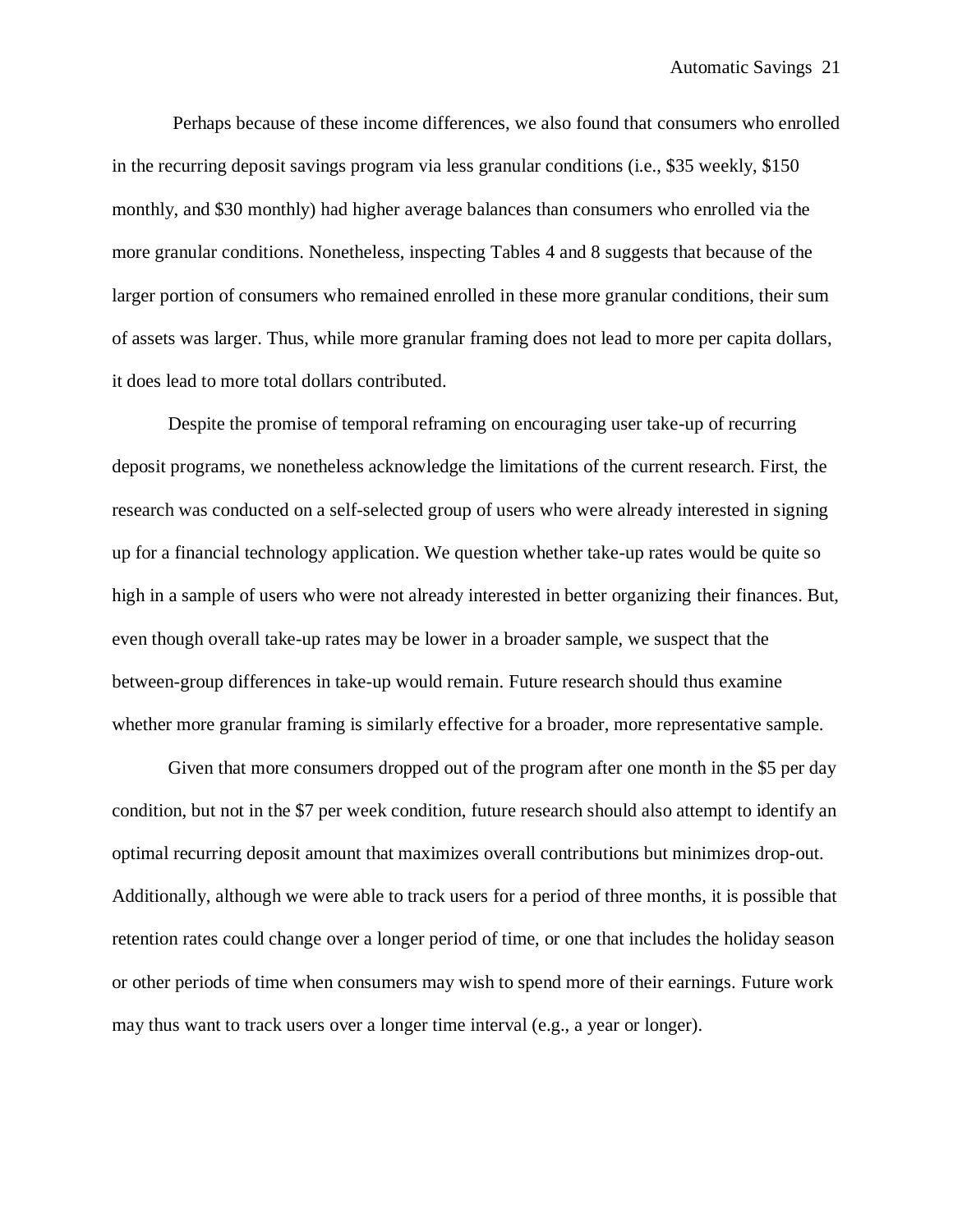Perhaps because of these income differences, we also found that consumers who enrolled in the recurring deposit savings program via less granular conditions (i.e., $35 weekly, $150 monthly, and $30 monthly) had higher average balances than consumers who enrolled via the more granular conditions. Nonetheless, inspecting Tables 4 and 8 suggests that because of the larger portion of consumers who remained enrolled in these more granular conditions, their sum of assets was larger. Thus, while more granular framing does not lead to more per capita dollars, it does lead to more total dollars contributed.

Despite the promise of temporal reframing on encouraging user take-up of recurring deposit programs, we nonetheless acknowledge the limitations of the current research. First, the research was conducted on a self-selected group of users who were already interested in signing up for a financial technology application. We question whether take-up rates would be quite so high in a sample of users who were not already interested in better organizing their finances. But, even though overall take-up rates may be lower in a broader sample, we suspect that the between-group differences in take-up would remain. Future research should thus examine whether more granular framing is similarly effective for a broader, more representative sample.

Given that more consumers dropped out of the program after one month in the $5 per day condition, but not in the $7 per week condition, future research should also attempt to identify an optimal recurring deposit amount that maximizes overall contributions but minimizes drop-out. Additionally, although we were able to track users for a period of three months, it is possible that retention rates could change over a longer period of time, or one that includes the holiday season or other periods of time when consumers may wish to spend more of their earnings. Future work may thus want to track users over a longer time interval (e.g., a year or longer).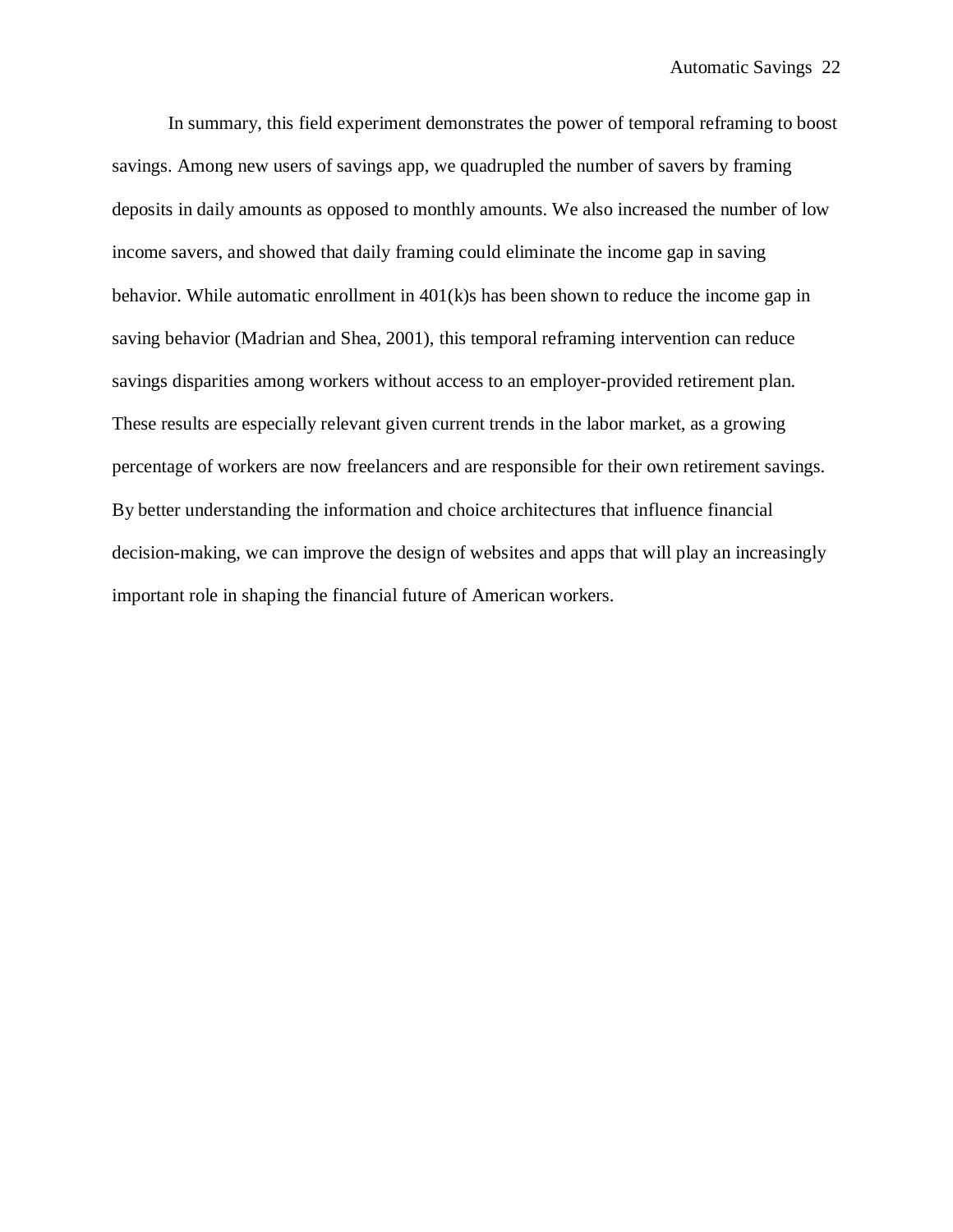In summary, this field experiment demonstrates the power of temporal reframing to boost savings. Among new users of savings app, we quadrupled the number of savers by framing deposits in daily amounts as opposed to monthly amounts. We also increased the number of low income savers, and showed that daily framing could eliminate the income gap in saving behavior. While automatic enrollment in 401(k)s has been shown to reduce the income gap in saving behavior (Madrian and Shea, 2001), this temporal reframing intervention can reduce savings disparities among workers without access to an employer-provided retirement plan. These results are especially relevant given current trends in the labor market, as a growing percentage of workers are now freelancers and are responsible for their own retirement savings. By better understanding the information and choice architectures that influence financial decision-making, we can improve the design of websites and apps that will play an increasingly important role in shaping the financial future of American workers.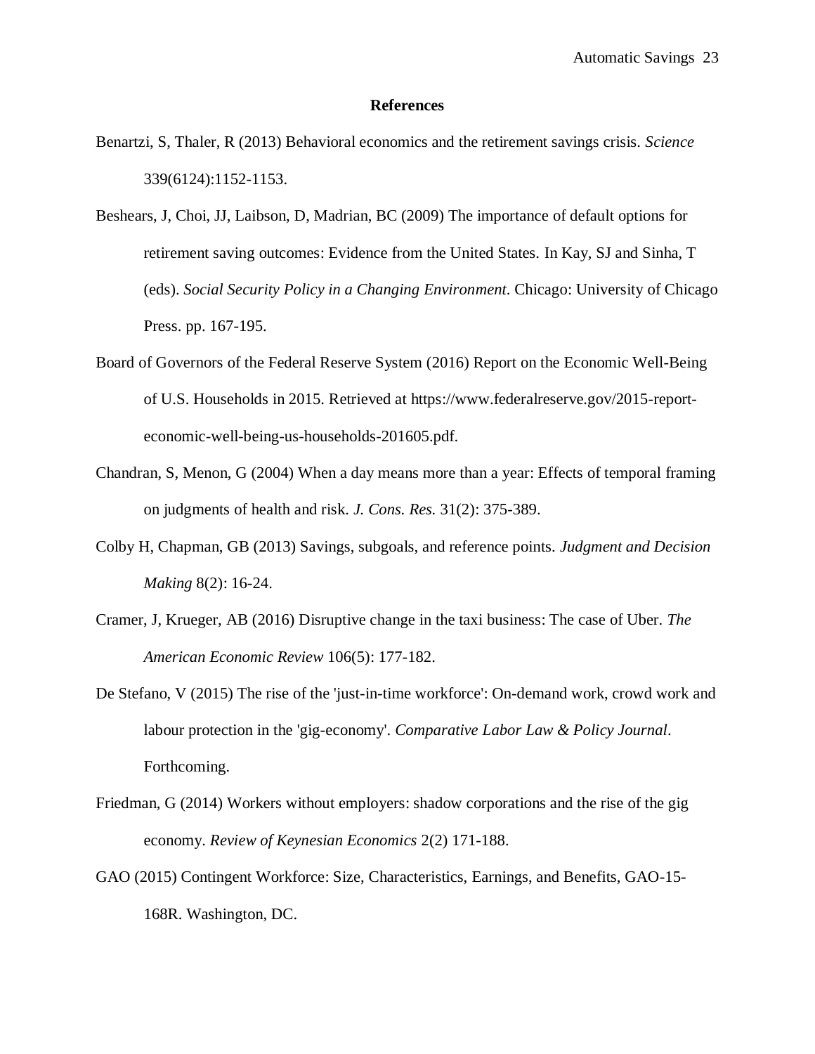## References

Benartzi, S, Thaler, R (2013) Behavioral economics and the retirement savings crisis. *Science* 339(6124):1152-1153.

Beshears, J, Choi, JJ, Laibson, D, Madrian, BC (2009) The importance of default options for retirement saving outcomes: Evidence from the United States. In Kay, SJ and Sinha, T (eds). *Social Security Policy in a Changing Environment*. Chicago: University of Chicago Press. pp. 167-195.

Board of Governors of the Federal Reserve System (2016) Report on the Economic Well-Being of U.S. Households in 2015. Retrieved at https://www.federalreserve.gov/2015-report-economic-well-being-us-households-201605.pdf.

Chandran, S, Menon, G (2004) When a day means more than a year: Effects of temporal framing on judgments of health and risk. *J. Cons. Res.* 31(2): 375-389.

Colby H, Chapman, GB (2013) Savings, subgoals, and reference points. *Judgment and Decision Making* 8(2): 16-24.

Cramer, J, Krueger, AB (2016) Disruptive change in the taxi business: The case of Uber. *The American Economic Review* 106(5): 177-182.

De Stefano, V (2015) The rise of the 'just-in-time workforce': On-demand work, crowd work and labour protection in the 'gig-economy'. *Comparative Labor Law & Policy Journal*. Forthcoming.

Friedman, G (2014) Workers without employers: shadow corporations and the rise of the gig economy. *Review of Keynesian Economics* 2(2) 171-188.

GAO (2015) Contingent Workforce: Size, Characteristics, Earnings, and Benefits, GAO-15-168R. Washington, DC.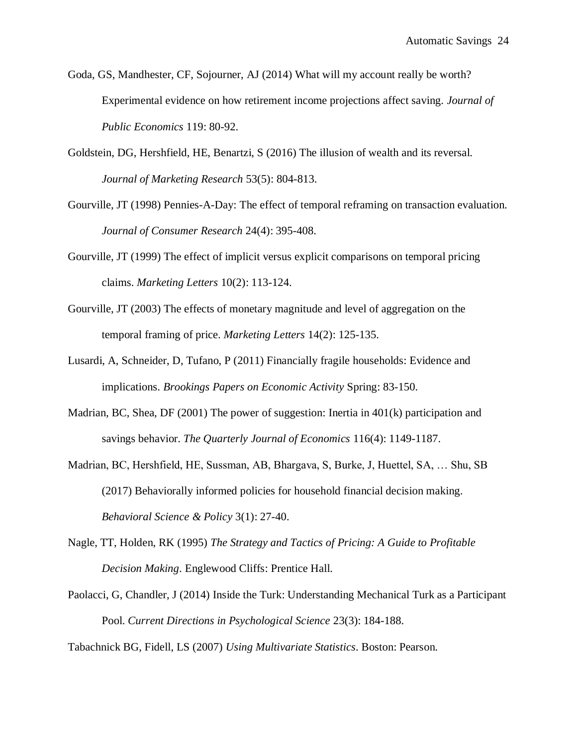Goda, GS, Mandhester, CF, Sojourner, AJ (2014) What will my account really be worth? Experimental evidence on how retirement income projections affect saving. *Journal of Public Economics* 119: 80-92.

Goldstein, DG, Hershfield, HE, Benartzi, S (2016) The illusion of wealth and its reversal. *Journal of Marketing Research* 53(5): 804-813.

Gourville, JT (1998) Pennies-A-Day: The effect of temporal reframing on transaction evaluation. *Journal of Consumer Research* 24(4): 395-408.

Gourville, JT (1999) The effect of implicit versus explicit comparisons on temporal pricing claims. *Marketing Letters* 10(2): 113-124.

Gourville, JT (2003) The effects of monetary magnitude and level of aggregation on the temporal framing of price. *Marketing Letters* 14(2): 125-135.

Lusardi, A, Schneider, D, Tufano, P (2011) Financially fragile households: Evidence and implications. *Brookings Papers on Economic Activity* Spring: 83-150.

Madrian, BC, Shea, DF (2001) The power of suggestion: Inertia in 401(k) participation and savings behavior. *The Quarterly Journal of Economics* 116(4): 1149-1187.

Madrian, BC, Hershfield, HE, Sussman, AB, Bhargava, S, Burke, J, Huettel, SA, … Shu, SB (2017) Behaviorally informed policies for household financial decision making. *Behavioral Science & Policy* 3(1): 27-40.

Nagle, TT, Holden, RK (1995) *The Strategy and Tactics of Pricing: A Guide to Profitable Decision Making*. Englewood Cliffs: Prentice Hall.

Paolacci, G, Chandler, J (2014) Inside the Turk: Understanding Mechanical Turk as a Participant Pool. *Current Directions in Psychological Science* 23(3): 184-188.

Tabachnick BG, Fidell, LS (2007) *Using Multivariate Statistics*. Boston: Pearson.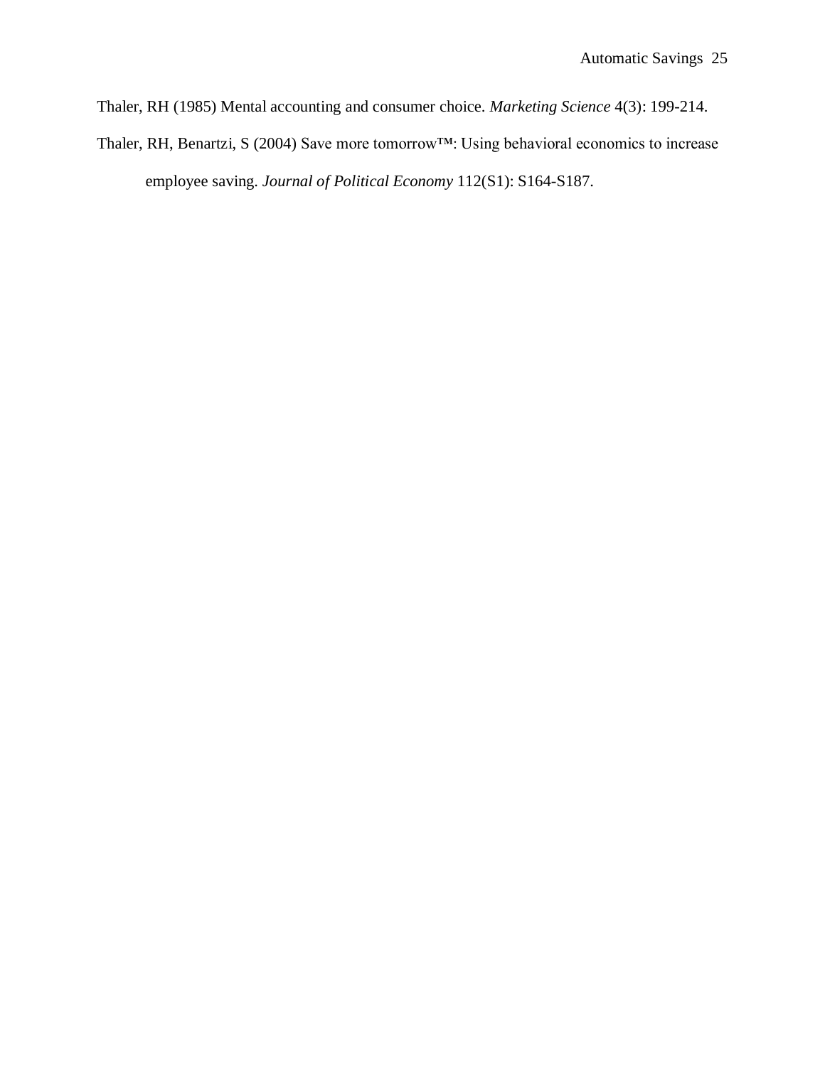Thaler, RH (1985) Mental accounting and consumer choice. *Marketing Science* 4(3): 199-214.

Thaler, RH, Benartzi, S (2004) Save more tomorrow™: Using behavioral economics to increase employee saving. *Journal of Political Economy* 112(S1): S164-S187.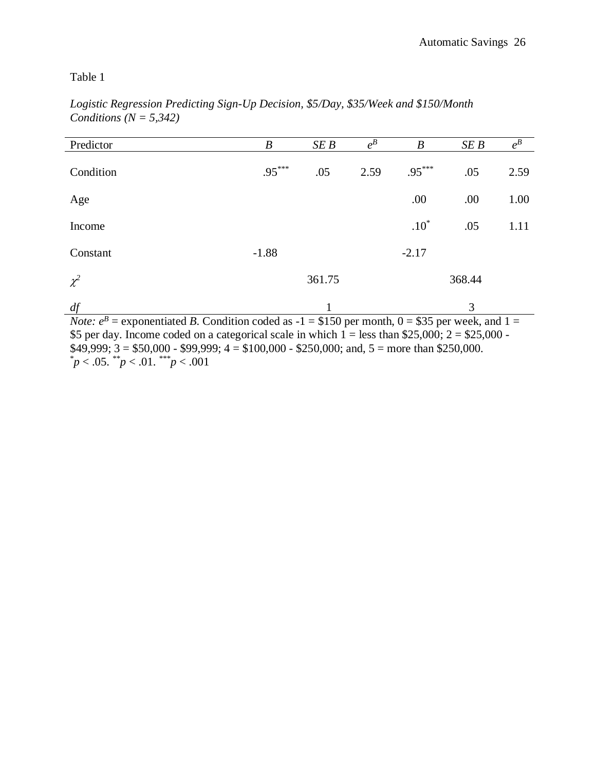Table 1

*Logistic Regression Predicting Sign-Up Decision, $5/Day, $35/Week and $150/Month Conditions (N = 5,342)*

| Predictor | *B* | *SE B* | $e^B$ | *B* | *SE B* | $e^B$ |
|---|---|---|---|---|---|---|
| Condition | $.95^{***}$ | .05 | 2.59 | $.95^{***}$ | .05 | 2.59 |
| Age | | | | .00 | .00 | 1.00 |
| Income | | | | $.10^{*}$ | .05 | 1.11 |
| Constant | -1.88 | | | -2.17 | | |
| $\chi^2$ | | 361.75 | | | 368.44 | |
| *df* | | 1 | | | 3 | |

*Note:* $e^B$ = exponentiated *B*. Condition coded as -1 = $150 per month, 0 = $35 per week, and 1 = $5 per day. Income coded on a categorical scale in which 1 = less than $25,000; 2 = $25,000 - $49,999; 3 = $50,000 - $99,999; 4 = $100,000 - $250,000; and, 5 = more than $250,000.
$^{*}p < .05$. $^{**}p < .01$. $^{***}p < .001$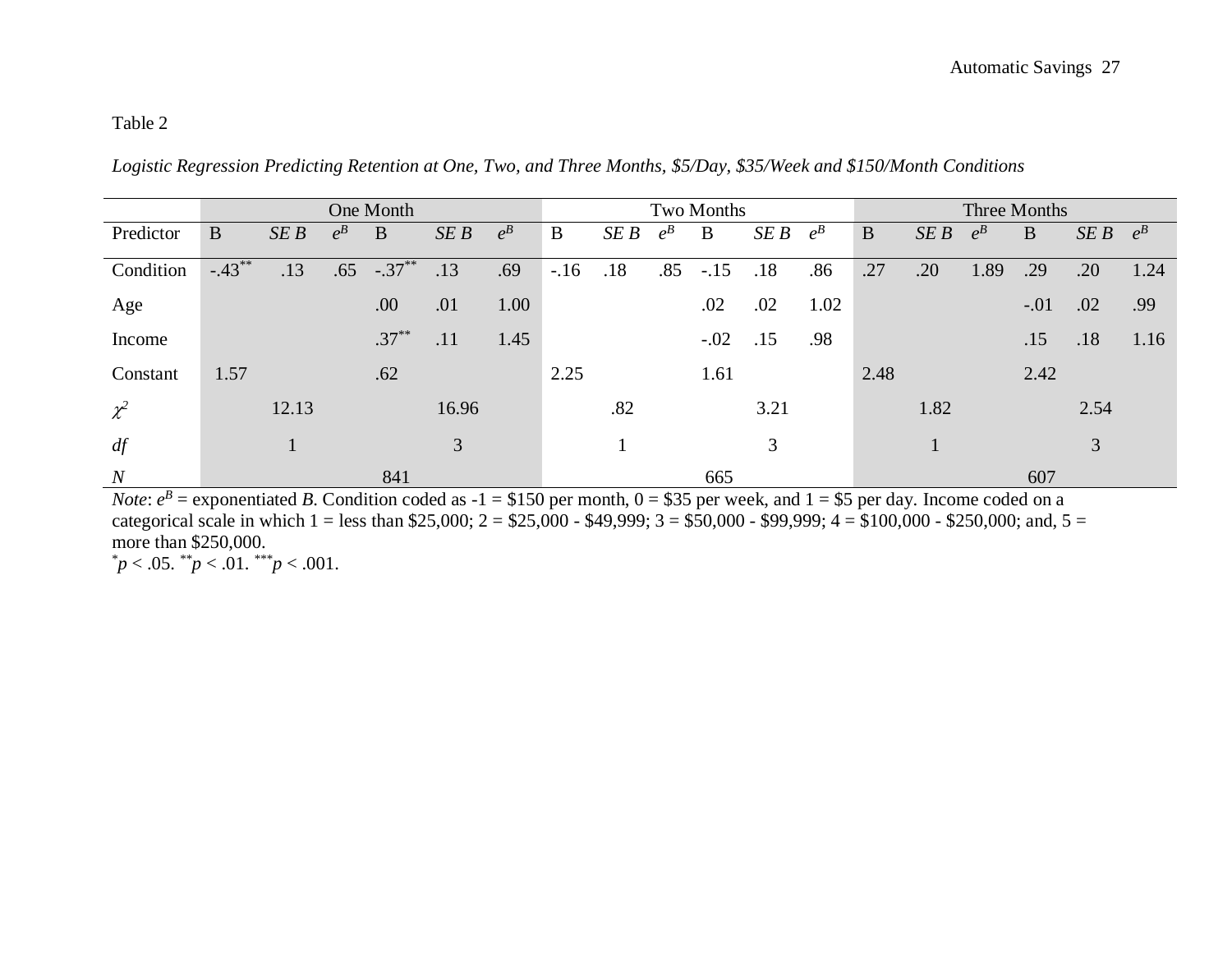Table 2

*Logistic Regression Predicting Retention at One, Two, and Three Months, $5/Day, $35/Week and $150/Month Conditions*

| | One Month | | | | | | Two Months | | | | | | Three Months | | | | | |
|---|---|---|---|---|---|---|---|---|---|---|---|---|---|---|---|---|---|---|
| Predictor | B | *SE B* | $e^B$ | B | *SE B* | $e^B$ | B | *SE B* | $e^B$ | B | *SE B* | $e^B$ | B | *SE B* | $e^B$ | B | *SE B* | $e^B$ |
| Condition | -.43** | .13 | .65 | -.37** | .13 | .69 | -.16 | .18 | .85 | -.15 | .18 | .86 | .27 | .20 | 1.89 | .29 | .20 | 1.24 |
| Age | | | | .00 | .01 | 1.00 | | | | .02 | .02 | 1.02 | | | | -.01 | .02 | .99 |
| Income | | | | .37** | .11 | 1.45 | | | | -.02 | .15 | .98 | | | | .15 | .18 | 1.16 |
| Constant | 1.57 | | | .62 | | | 2.25 | | | 1.61 | | | 2.48 | | | 2.42 | | |
| $\chi^2$ | | 12.13 | | | 16.96 | | | .82 | | | 3.21 | | | 1.82 | | | 2.54 | |
| *df* | | 1 | | | 3 | | | 1 | | | 3 | | | 1 | | | 3 | |
| *N* | | | | 841 | | | | | | 665 | | | | | | 607 | | |

*Note*: $e^B$ = exponentiated *B*. Condition coded as -1 = $150 per month, 0 = $35 per week, and 1 = $5 per day. Income coded on a categorical scale in which 1 = less than $25,000; 2 = $25,000 - $49,999; 3 = $50,000 - $99,999; 4 = $100,000 - $250,000; and, 5 = more than $250,000.

*$p$ < .05. **$p$ < .01. ***$p$ < .001.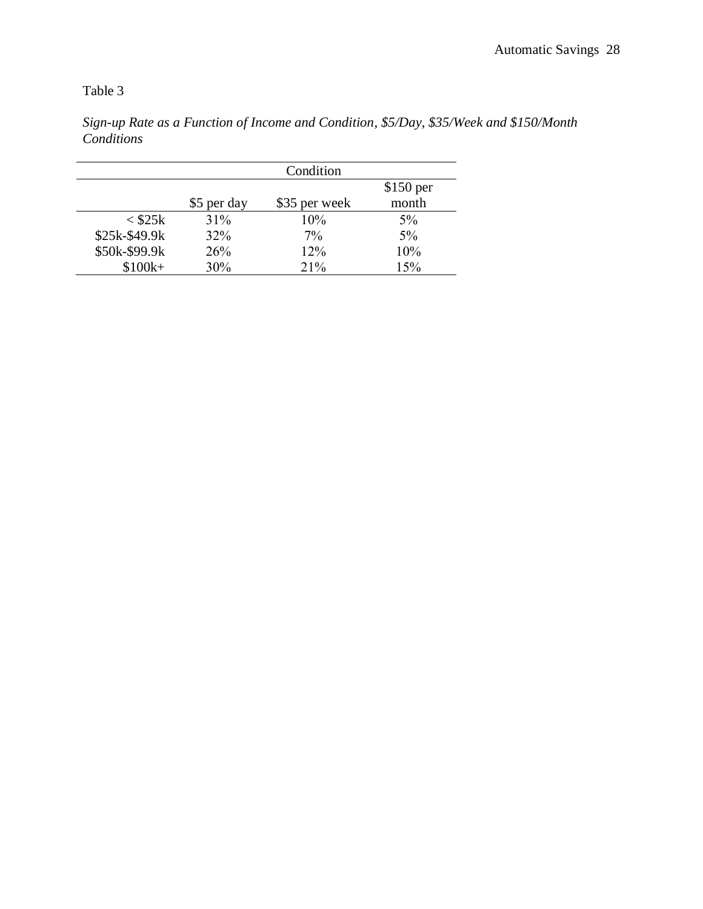Table 3

*Sign-up Rate as a Function of Income and Condition, $5/Day, $35/Week and $150/Month Conditions*

| | Condition | | |
|---|---|---|---|
| | $5 per day | $35 per week | $150 per month |
| < $25k | 31% | 10% | 5% |
| $25k-$49.9k | 32% | 7% | 5% |
| $50k-$99.9k | 26% | 12% | 10% |
| $100k+ | 30% | 21% | 15% |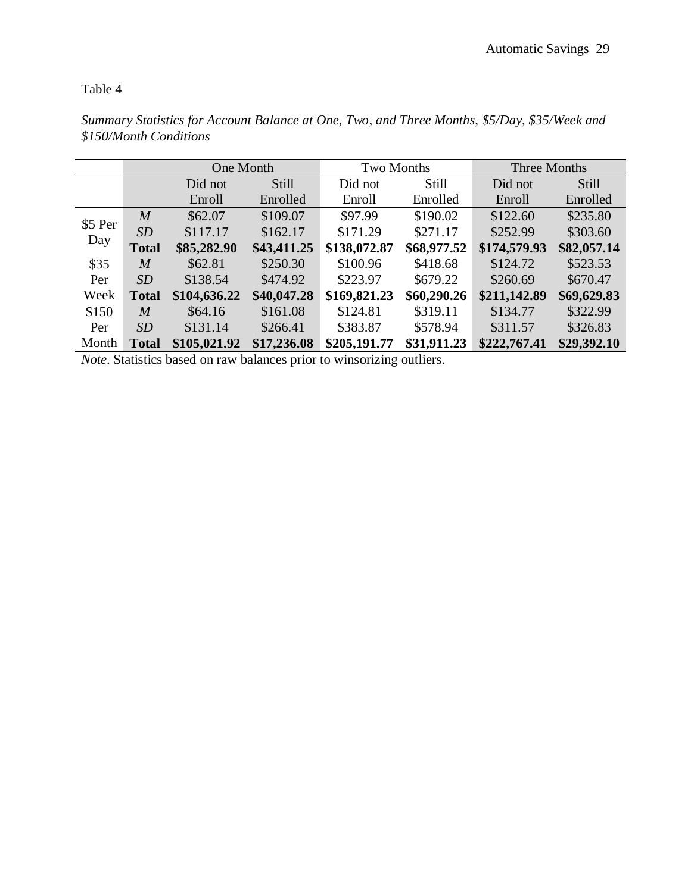Table 4

*Summary Statistics for Account Balance at One, Two, and Three Months, $5/Day, $35/Week and $150/Month Conditions*

| | | One Month | | Two Months | | Three Months | |
|---|---|---|---|---|---|---|---|
| | | Did not Enroll | Still Enrolled | Did not Enroll | Still Enrolled | Did not Enroll | Still Enrolled |
| $5 Per Day | *M* | $62.07 | $109.07 | $97.99 | $190.02 | $122.60 | $235.80 |
| | *SD* | $117.17 | $162.17 | $171.29 | $271.17 | $252.99 | $303.60 |
| | **Total** | **$85,282.90** | **$43,411.25** | **$138,072.87** | **$68,977.52** | **$174,579.93** | **$82,057.14** |
| $35 Per Week | *M* | $62.81 | $250.30 | $100.96 | $418.68 | $124.72 | $523.53 |
| | *SD* | $138.54 | $474.92 | $223.97 | $679.22 | $260.69 | $670.47 |
| | **Total** | **$104,636.22** | **$40,047.28** | **$169,821.23** | **$60,290.26** | **$211,142.89** | **$69,629.83** |
| $150 Per Month | *M* | $64.16 | $161.08 | $124.81 | $319.11 | $134.77 | $322.99 |
| | *SD* | $131.14 | $266.41 | $383.87 | $578.94 | $311.57 | $326.83 |
| | **Total** | **$105,021.92** | **$17,236.08** | **$205,191.77** | **$31,911.23** | **$222,767.41** | **$29,392.10** |

*Note*. Statistics based on raw balances prior to winsorizing outliers.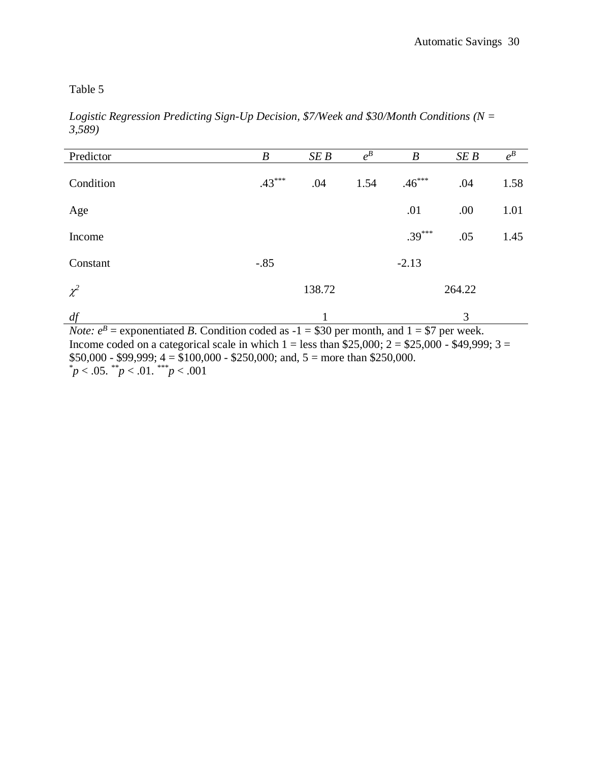Table 5

*Logistic Regression Predicting Sign-Up Decision, $7/Week and $30/Month Conditions (N = 3,589)*

| Predictor | $B$ | $SE\ B$ | $e^B$ | $B$ | $SE\ B$ | $e^B$ |
|---|---|---|---|---|---|---|
| Condition | $.43^{***}$ | .04 | 1.54 | $.46^{***}$ | .04 | 1.58 |
| Age | | | | .01 | .00 | 1.01 |
| Income | | | | $.39^{***}$ | .05 | 1.45 |
| Constant | -.85 | | | -2.13 | | |
| $\chi^2$ | | 138.72 | | | 264.22 | |
| *df* | | 1 | | | 3 | |

*Note:* $e^B$ = exponentiated *B*. Condition coded as -1 = $30 per month, and 1 = $7 per week. Income coded on a categorical scale in which 1 = less than $25,000; 2 = $25,000 - $49,999; 3 = $50,000 - $99,999; 4 = $100,000 - $250,000; and, 5 = more than $250,000.
$^{*}p < .05$. $^{**}p < .01$. $^{***}p < .001$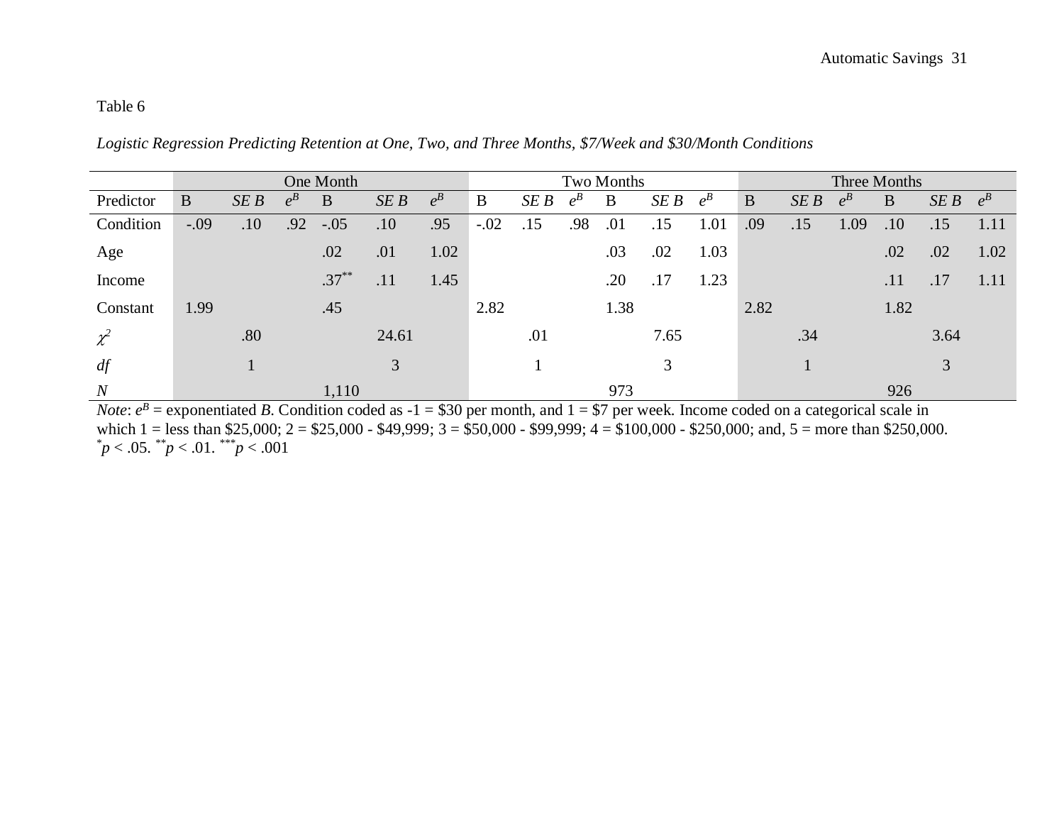Table 6

*Logistic Regression Predicting Retention at One, Two, and Three Months, \$7/Week and \$30/Month Conditions*

| | One Month | | | | | | Two Months | | | | | | Three Months | | | | | |
|---|---|---|---|---|---|---|---|---|---|---|---|---|---|---|---|---|---|---|
| Predictor | B | *SE B* | $e^B$ | B | *SE B* | $e^B$ | B | *SE B* | $e^B$ | B | *SE B* | $e^B$ | B | *SE B* | $e^B$ | B | *SE B* | $e^B$ |
| Condition | -.09 | .10 | .92 | -.05 | .10 | .95 | -.02 | .15 | .98 | .01 | .15 | 1.01 | .09 | .15 | 1.09 | .10 | .15 | 1.11 |
| Age | | | | .02 | .01 | 1.02 | | | | .03 | .02 | 1.03 | | | | .02 | .02 | 1.02 |
| Income | | | | .37** | .11 | 1.45 | | | | .20 | .17 | 1.23 | | | | .11 | .17 | 1.11 |
| Constant | 1.99 | | | .45 | | | 2.82 | | | 1.38 | | | 2.82 | | | 1.82 | | |
| $\chi^2$ | | .80 | | | 24.61 | | | .01 | | | 7.65 | | | .34 | | | 3.64 | |
| *df* | | 1 | | | 3 | | | 1 | | | 3 | | | 1 | | | 3 | |
| *N* | | | | 1,110 | | | | | | 973 | | | | | | 926 | | |

*Note*: $e^B$ = exponentiated *B*. Condition coded as -1 = \$30 per month, and 1 = \$7 per week. Income coded on a categorical scale in which 1 = less than \$25,000; 2 = \$25,000 - \$49,999; 3 = \$50,000 - \$99,999; 4 = \$100,000 - \$250,000; and, 5 = more than \$250,000.
*$p < .05$. **$p < .01$. ***$p < .001$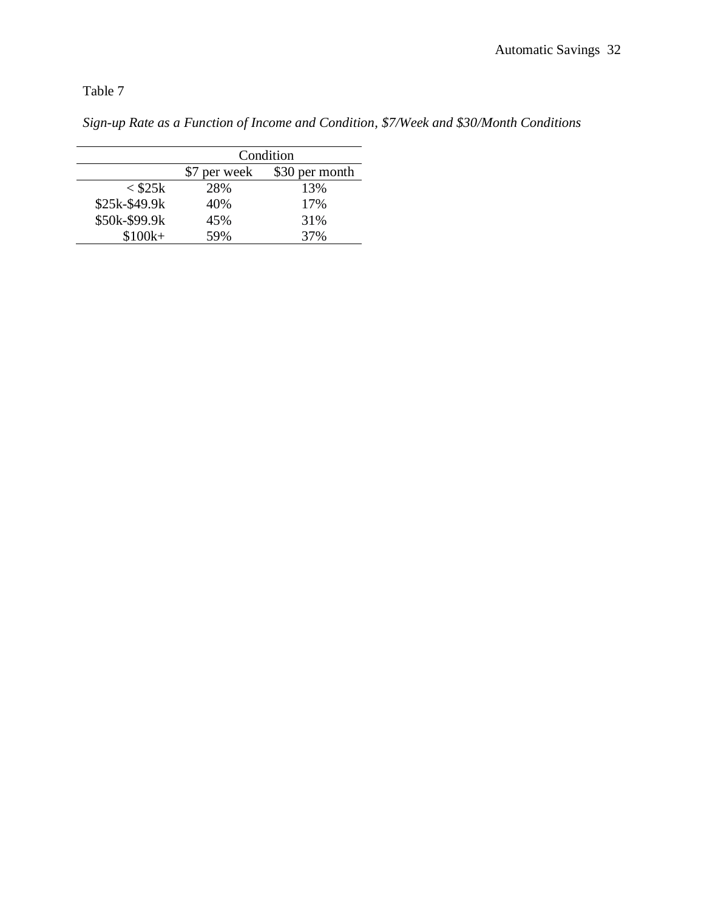Table 7

*Sign-up Rate as a Function of Income and Condition, $7/Week and $30/Month Conditions*

| | Condition | |
|---|---|---|
| | $7 per week | $30 per month |
| < $25k | 28% | 13% |
| $25k-$49.9k | 40% | 17% |
| $50k-$99.9k | 45% | 31% |
| $100k+ | 59% | 37% |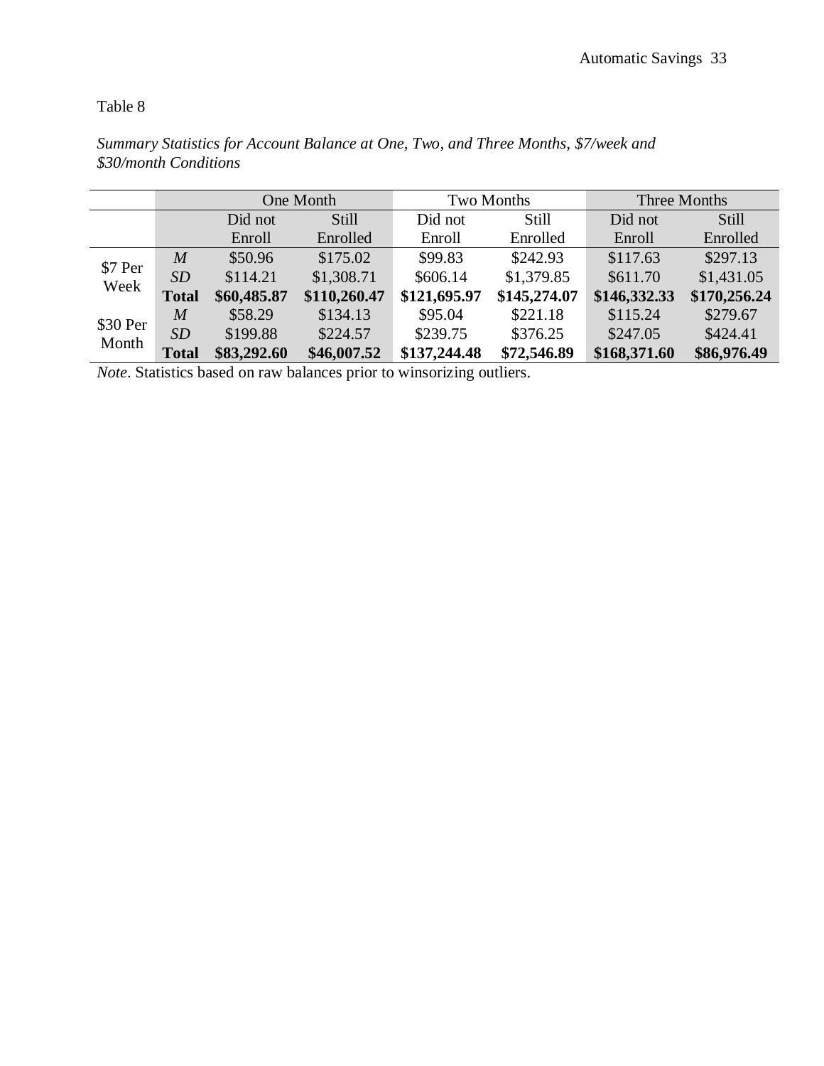Table 8

*Summary Statistics for Account Balance at One, Two, and Three Months, $7/week and $30/month Conditions*

| | | One Month | | Two Months | | Three Months | |
|---|---|---|---|---|---|---|---|
| | | Did not Enroll | Still Enrolled | Did not Enroll | Still Enrolled | Did not Enroll | Still Enrolled |
| $7 Per Week | *M* | $50.96 | $175.02 | $99.83 | $242.93 | $117.63 | $297.13 |
| | *SD* | $114.21 | $1,308.71 | $606.14 | $1,379.85 | $611.70 | $1,431.05 |
| | **Total** | **$60,485.87** | **$110,260.47** | **$121,695.97** | **$145,274.07** | **$146,332.33** | **$170,256.24** |
| $30 Per Month | *M* | $58.29 | $134.13 | $95.04 | $221.18 | $115.24 | $279.67 |
| | *SD* | $199.88 | $224.57 | $239.75 | $376.25 | $247.05 | $424.41 |
| | **Total** | **$83,292.60** | **$46,007.52** | **$137,244.48** | **$72,546.89** | **$168,371.60** | **$86,976.49** |

*Note*. Statistics based on raw balances prior to winsorizing outliers.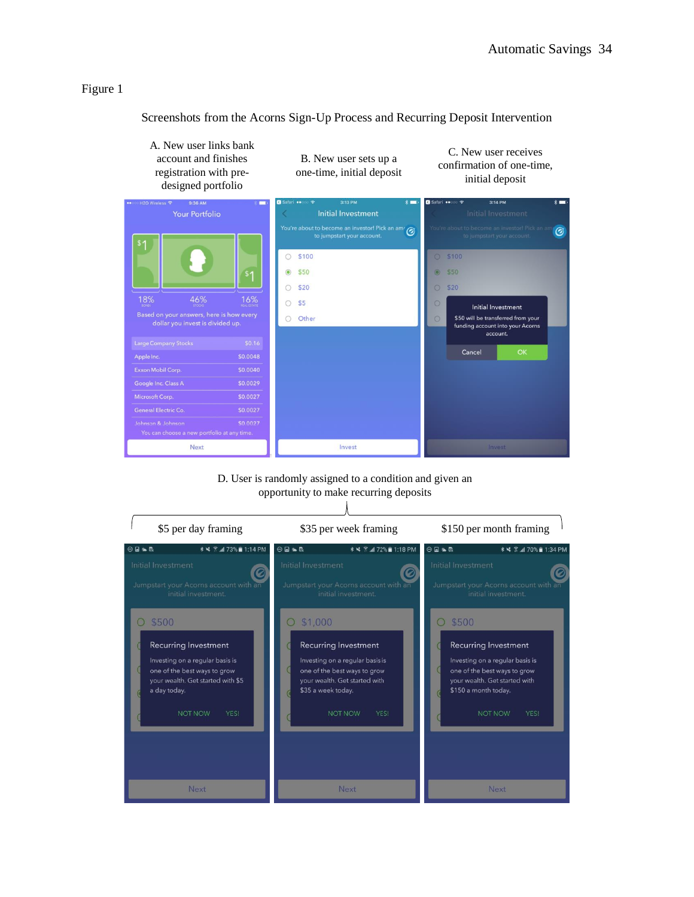Figure 1

Screenshots from the Acorns Sign-Up Process and Recurring Deposit Intervention

A. New user links bank account and finishes registration with pre-designed portfolio

B. New user sets up a one-time, initial deposit

C. New user receives confirmation of one-time, initial deposit

D. User is randomly assigned to a condition and given an opportunity to make recurring deposits

$5 per day framing

$35 per week framing

$150 per month framing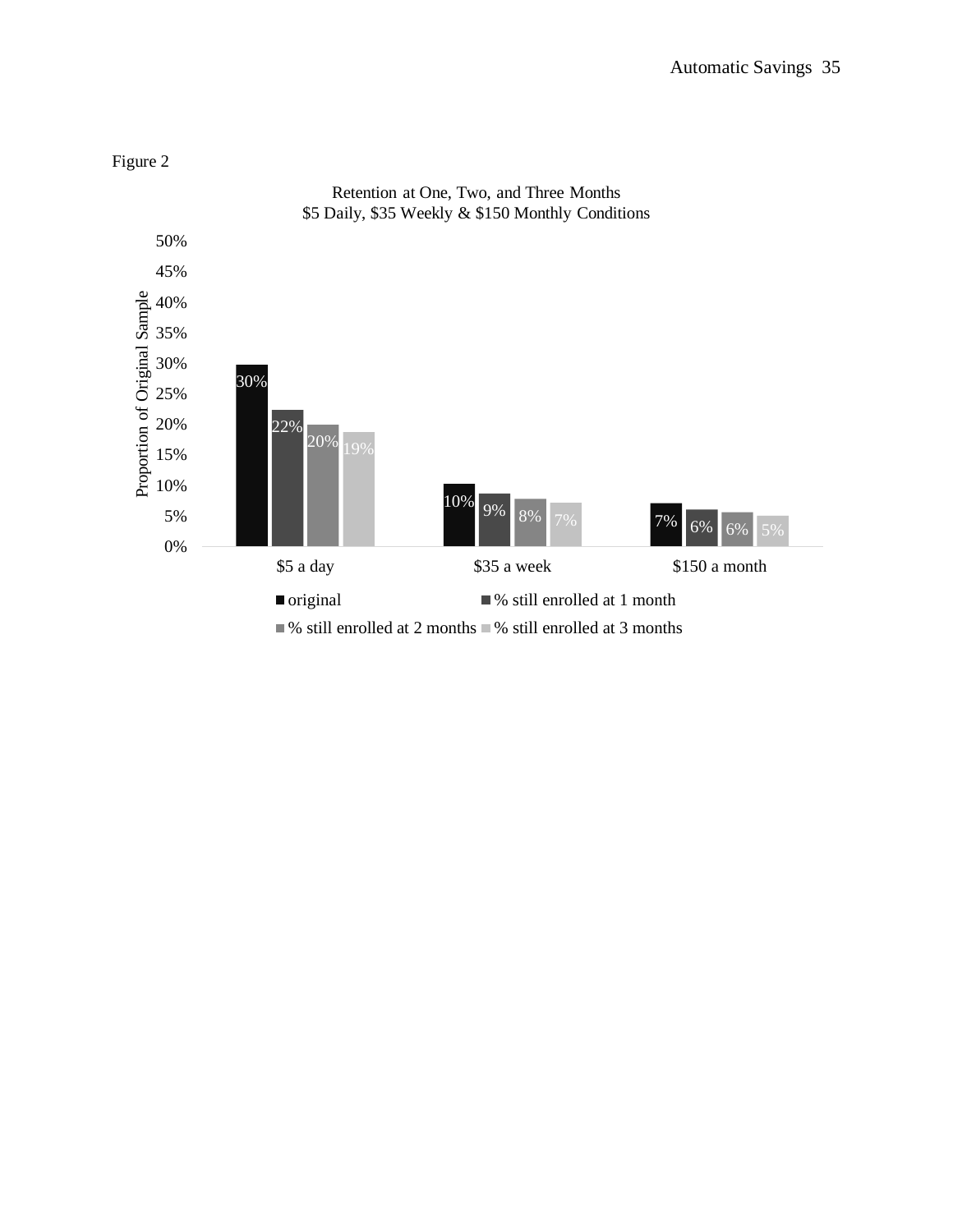Figure 2

Retention at One, Two, and Three Months
$5 Daily, $35 Weekly & $150 Monthly Conditions

| | original | % still enrolled at 1 month | % still enrolled at 2 months | % still enrolled at 3 months |
|---|---|---|---|---|
| $5 a day | 30% | 22% | 20% | 19% |
| $35 a week | 10% | 9% | 8% | 7% |
| $150 a month | 7% | 6% | 6% | 5% |

Y-axis: Proportion of Original Sample (0%–50%)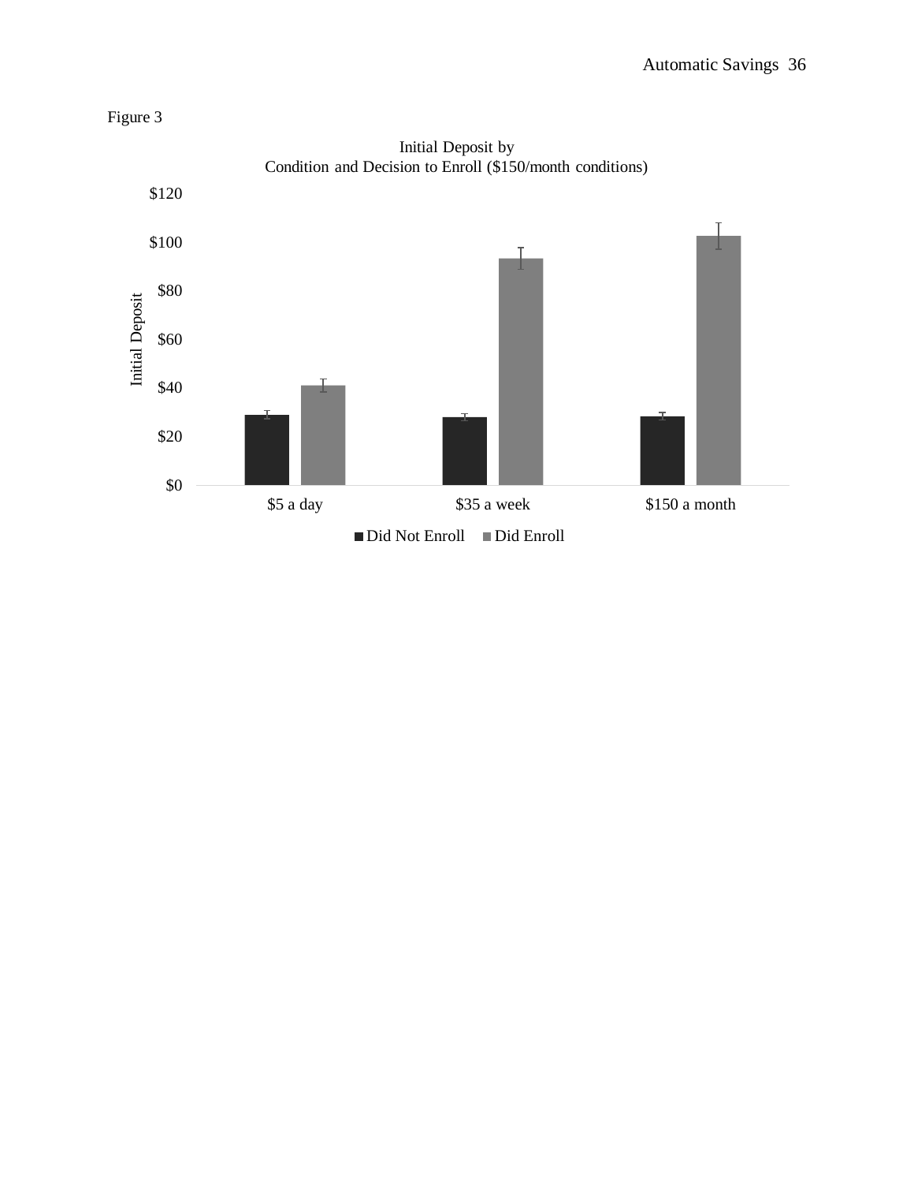Figure 3

Initial Deposit by
Condition and Decision to Enroll ($150/month conditions)

| Condition | Did Not Enroll | Did Enroll |
|---|---|---|
| $5 a day | | |
| $35 a week | | |
| $150 a month | | |

Initial Deposit ($0–$120)

■ Did Not Enroll ■ Did Enroll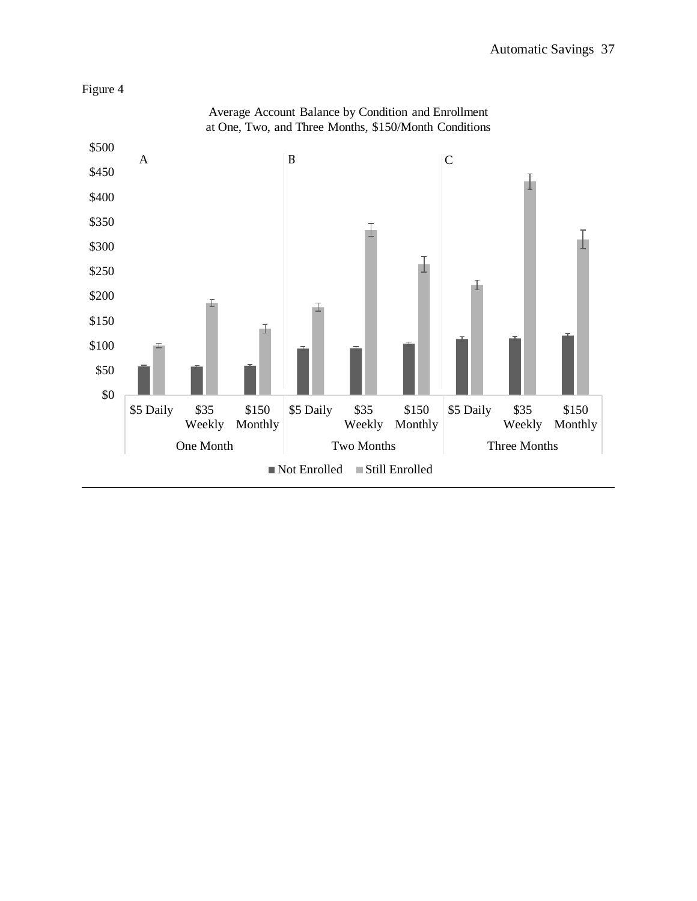Figure 4

Average Account Balance by Condition and Enrollment at One, Two, and Three Months, $150/Month Conditions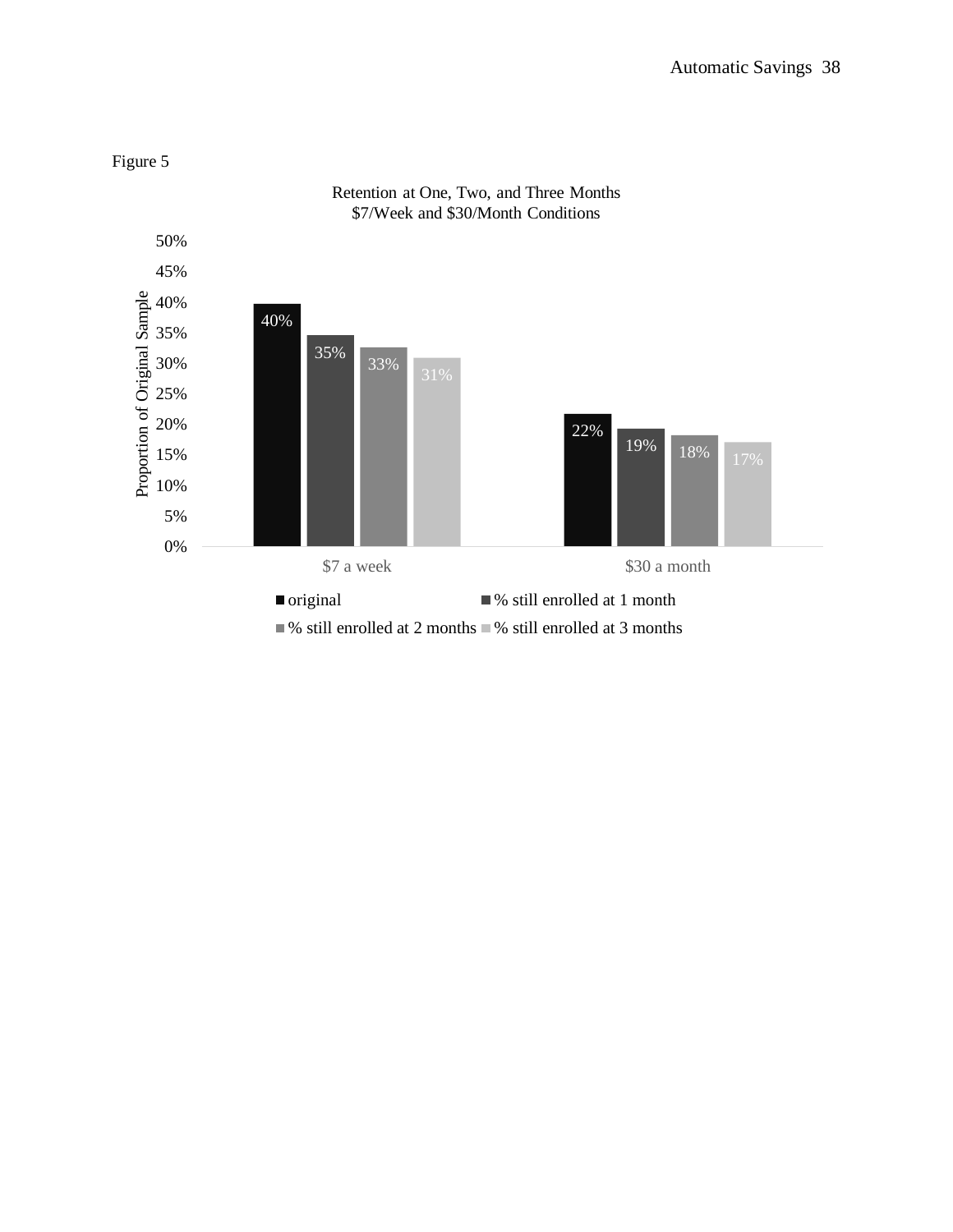Figure 5

Retention at One, Two, and Three Months
$7/Week and $30/Month Conditions

| | original | % still enrolled at 1 month | % still enrolled at 2 months | % still enrolled at 3 months |
|---|---|---|---|---|
| $7 a week | 40% | 35% | 33% | 31% |
| $30 a month | 22% | 19% | 18% | 17% |

Y-axis: Proportion of Original Sample (0%–50%)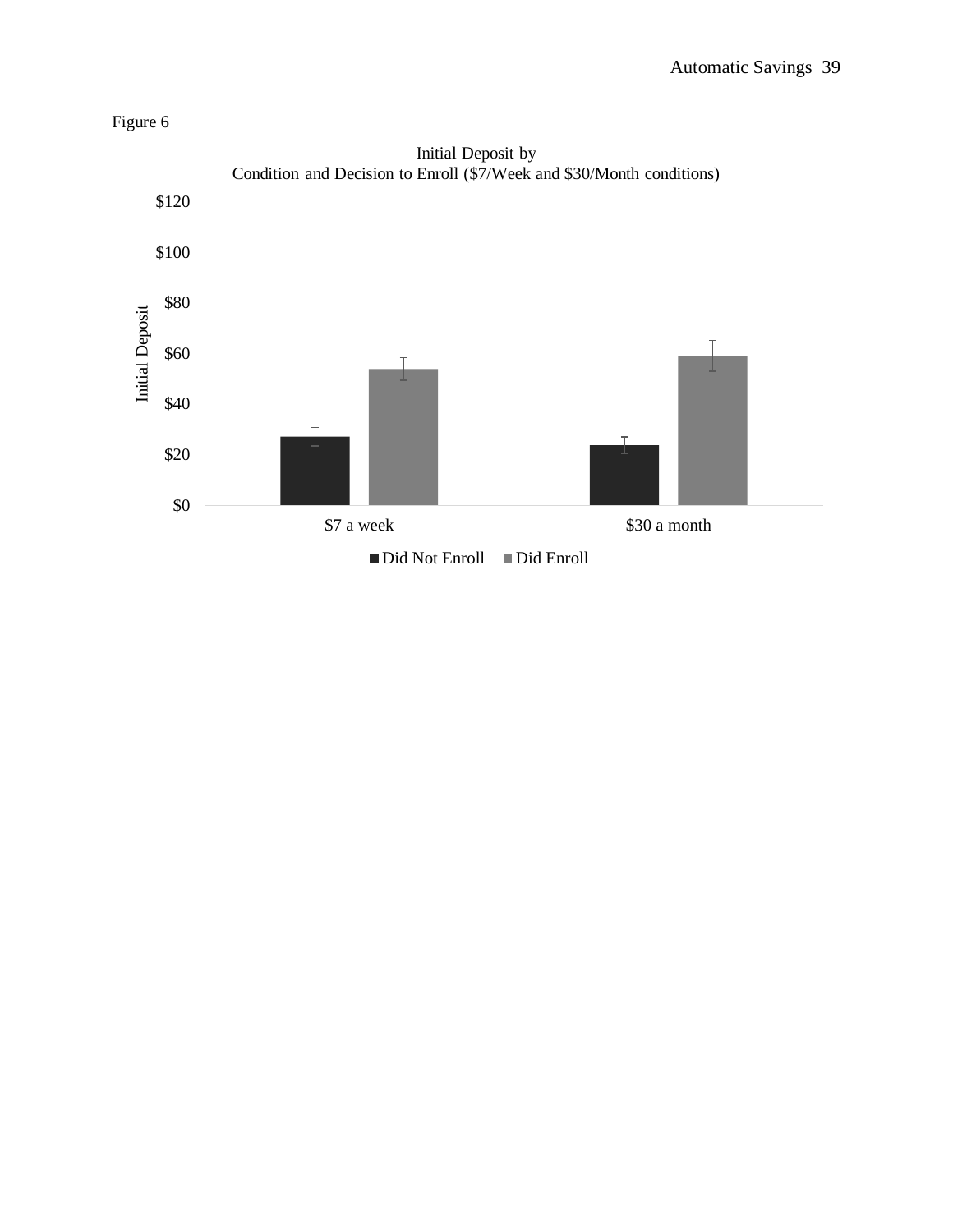Figure 6

Initial Deposit by
Condition and Decision to Enroll ($7/Week and $30/Month conditions)

Initial Deposit

$120

$100

$80

$60

$40

$20

$0

$7 a week

$30 a month

Did Not Enroll Did Enroll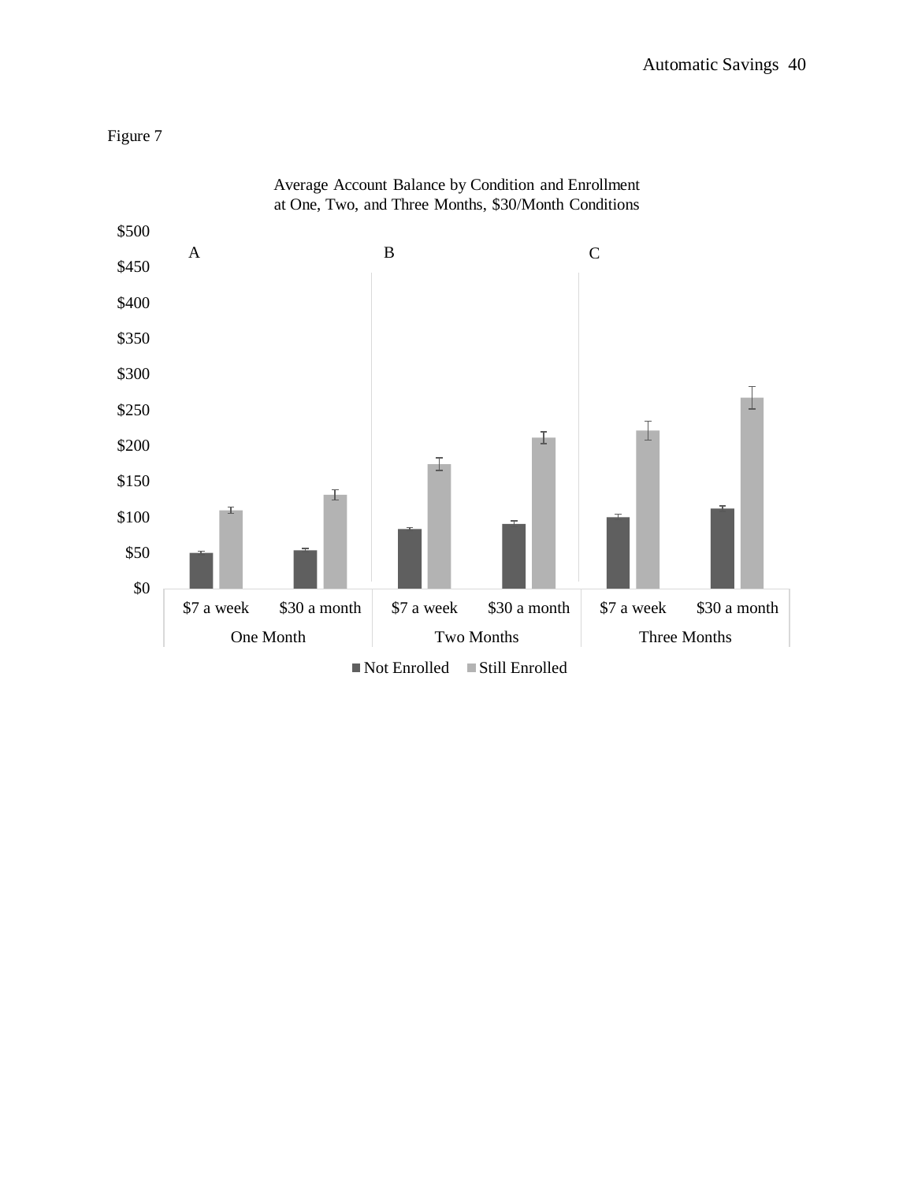Figure 7

Average Account Balance by Condition and Enrollment at One, Two, and Three Months, $30/Month Conditions

$500
$450
$400
$350
$300
$250
$200
$150
$100
$50
$0

A

B

C

$7 a week
$30 a month
$7 a week
$30 a month
$7 a week
$30 a month

One Month
Two Months
Three Months

Not Enrolled
Still Enrolled